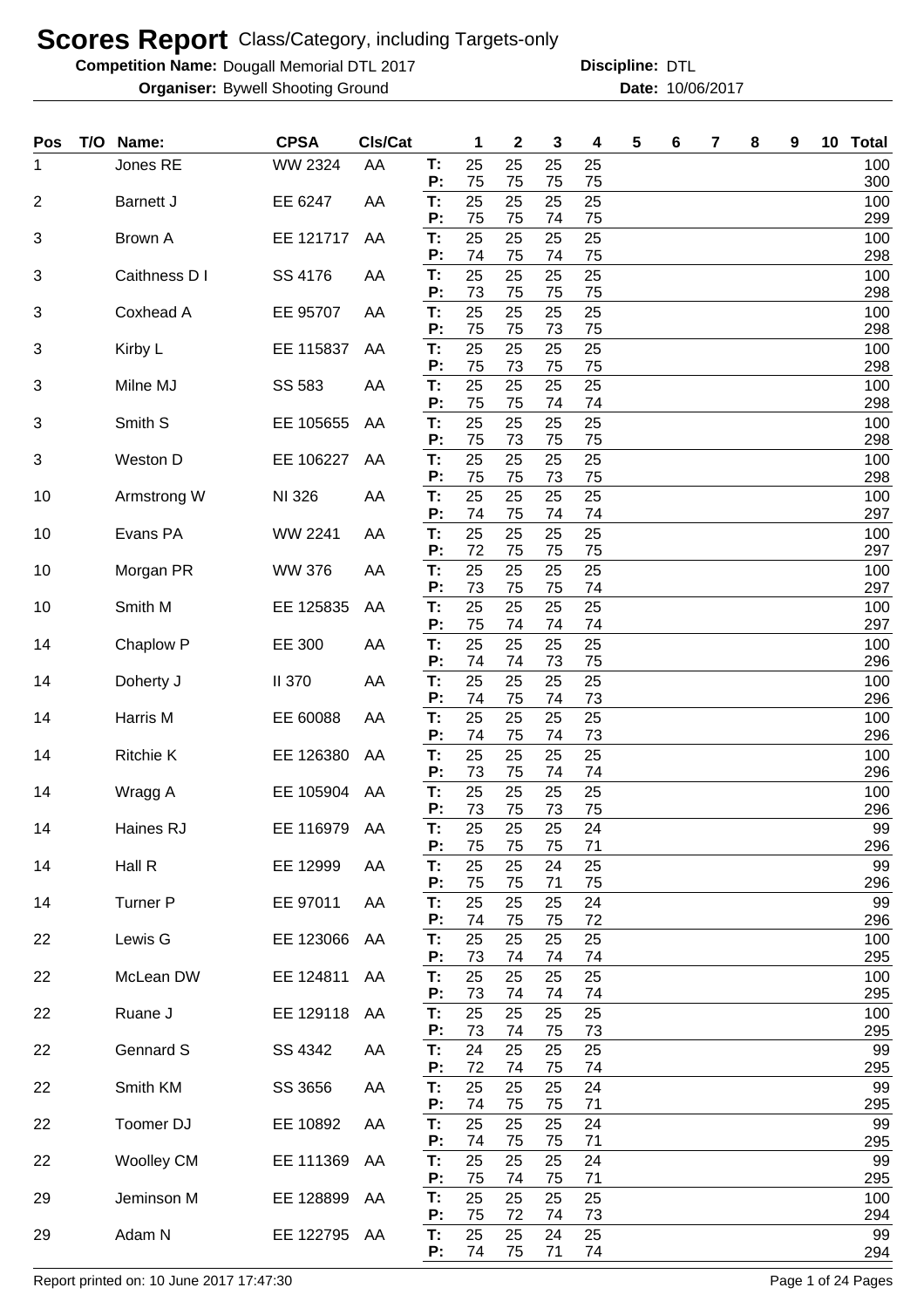# Scores Report Class/Category, including Targets-only

**Competition Name:** Dougall Memorial DTL 2017 **Discipline:** DTL

**Organiser:** Bywell Shooting Ground **Date:** 10/06/2017

| Pos | T/O | Name: | CPSA | Cls/Cat | | 1 | 2 | 3 | 4 | 5 | 6 | 7 | 8 | 9 | 10 | Total |
|---|---|---|---|---|---|---|---|---|---|---|---|---|---|---|---|---|
| 1 | | Jones RE | WW 2324 | AA | T: | 25 | 25 | 25 | 25 | | | | | | | 100 |
| | | | | | P: | 75 | 75 | 75 | 75 | | | | | | | 300 |
| 2 | | Barnett J | EE 6247 | AA | T: | 25 | 25 | 25 | 25 | | | | | | | 100 |
| | | | | | P: | 75 | 75 | 74 | 75 | | | | | | | 299 |
| 3 | | Brown A | EE 121717 | AA | T: | 25 | 25 | 25 | 25 | | | | | | | 100 |
| | | | | | P: | 74 | 75 | 74 | 75 | | | | | | | 298 |
| 3 | | Caithness D I | SS 4176 | AA | T: | 25 | 25 | 25 | 25 | | | | | | | 100 |
| | | | | | P: | 73 | 75 | 75 | 75 | | | | | | | 298 |
| 3 | | Coxhead A | EE 95707 | AA | T: | 25 | 25 | 25 | 25 | | | | | | | 100 |
| | | | | | P: | 75 | 75 | 73 | 75 | | | | | | | 298 |
| 3 | | Kirby L | EE 115837 | AA | T: | 25 | 25 | 25 | 25 | | | | | | | 100 |
| | | | | | P: | 75 | 73 | 75 | 75 | | | | | | | 298 |
| 3 | | Milne MJ | SS 583 | AA | T: | 25 | 25 | 25 | 25 | | | | | | | 100 |
| | | | | | P: | 75 | 75 | 74 | 74 | | | | | | | 298 |
| 3 | | Smith S | EE 105655 | AA | T: | 25 | 25 | 25 | 25 | | | | | | | 100 |
| | | | | | P: | 75 | 73 | 75 | 75 | | | | | | | 298 |
| 3 | | Weston D | EE 106227 | AA | T: | 25 | 25 | 25 | 25 | | | | | | | 100 |
| | | | | | P: | 75 | 75 | 73 | 75 | | | | | | | 298 |
| 10 | | Armstrong W | NI 326 | AA | T: | 25 | 25 | 25 | 25 | | | | | | | 100 |
| | | | | | P: | 74 | 75 | 74 | 74 | | | | | | | 297 |
| 10 | | Evans PA | WW 2241 | AA | T: | 25 | 25 | 25 | 25 | | | | | | | 100 |
| | | | | | P: | 72 | 75 | 75 | 75 | | | | | | | 297 |
| 10 | | Morgan PR | WW 376 | AA | T: | 25 | 25 | 25 | 25 | | | | | | | 100 |
| | | | | | P: | 73 | 75 | 75 | 74 | | | | | | | 297 |
| 10 | | Smith M | EE 125835 | AA | T: | 25 | 25 | 25 | 25 | | | | | | | 100 |
| | | | | | P: | 75 | 74 | 74 | 74 | | | | | | | 297 |
| 14 | | Chaplow P | EE 300 | AA | T: | 25 | 25 | 25 | 25 | | | | | | | 100 |
| | | | | | P: | 74 | 74 | 73 | 75 | | | | | | | 296 |
| 14 | | Doherty J | II 370 | AA | T: | 25 | 25 | 25 | 25 | | | | | | | 100 |
| | | | | | P: | 74 | 75 | 74 | 73 | | | | | | | 296 |
| 14 | | Harris M | EE 60088 | AA | T: | 25 | 25 | 25 | 25 | | | | | | | 100 |
| | | | | | P: | 74 | 75 | 74 | 73 | | | | | | | 296 |
| 14 | | Ritchie K | EE 126380 | AA | T: | 25 | 25 | 25 | 25 | | | | | | | 100 |
| | | | | | P: | 73 | 75 | 74 | 74 | | | | | | | 296 |
| 14 | | Wragg A | EE 105904 | AA | T: | 25 | 25 | 25 | 25 | | | | | | | 100 |
| | | | | | P: | 73 | 75 | 73 | 75 | | | | | | | 296 |
| 14 | | Haines RJ | EE 116979 | AA | T: | 25 | 25 | 25 | 24 | | | | | | | 99 |
| | | | | | P: | 75 | 75 | 75 | 71 | | | | | | | 296 |
| 14 | | Hall R | EE 12999 | AA | T: | 25 | 25 | 24 | 25 | | | | | | | 99 |
| | | | | | P: | 75 | 75 | 71 | 75 | | | | | | | 296 |
| 14 | | Turner P | EE 97011 | AA | T: | 25 | 25 | 25 | 24 | | | | | | | 99 |
| | | | | | P: | 74 | 75 | 75 | 72 | | | | | | | 296 |
| 22 | | Lewis G | EE 123066 | AA | T: | 25 | 25 | 25 | 25 | | | | | | | 100 |
| | | | | | P: | 73 | 74 | 74 | 74 | | | | | | | 295 |
| 22 | | McLean DW | EE 124811 | AA | T: | 25 | 25 | 25 | 25 | | | | | | | 100 |
| | | | | | P: | 73 | 74 | 74 | 74 | | | | | | | 295 |
| 22 | | Ruane J | EE 129118 | AA | T: | 25 | 25 | 25 | 25 | | | | | | | 100 |
| | | | | | P: | 73 | 74 | 75 | 73 | | | | | | | 295 |
| 22 | | Gennard S | SS 4342 | AA | T: | 24 | 25 | 25 | 25 | | | | | | | 99 |
| | | | | | P: | 72 | 74 | 75 | 74 | | | | | | | 295 |
| 22 | | Smith KM | SS 3656 | AA | T: | 25 | 25 | 25 | 24 | | | | | | | 99 |
| | | | | | P: | 74 | 75 | 75 | 71 | | | | | | | 295 |
| 22 | | Toomer DJ | EE 10892 | AA | T: | 25 | 25 | 25 | 24 | | | | | | | 99 |
| | | | | | P: | 74 | 75 | 75 | 71 | | | | | | | 295 |
| 22 | | Woolley CM | EE 111369 | AA | T: | 25 | 25 | 25 | 24 | | | | | | | 99 |
| | | | | | P: | 75 | 74 | 75 | 71 | | | | | | | 295 |
| 29 | | Jeminson M | EE 128899 | AA | T: | 25 | 25 | 25 | 25 | | | | | | | 100 |
| | | | | | P: | 75 | 72 | 74 | 73 | | | | | | | 294 |
| 29 | | Adam N | EE 122795 | AA | T: | 25 | 25 | 24 | 25 | | | | | | | 99 |
| | | | | | P: | 74 | 75 | 71 | 74 | | | | | | | 294 |

Report printed on: 10 June 2017 17:47:30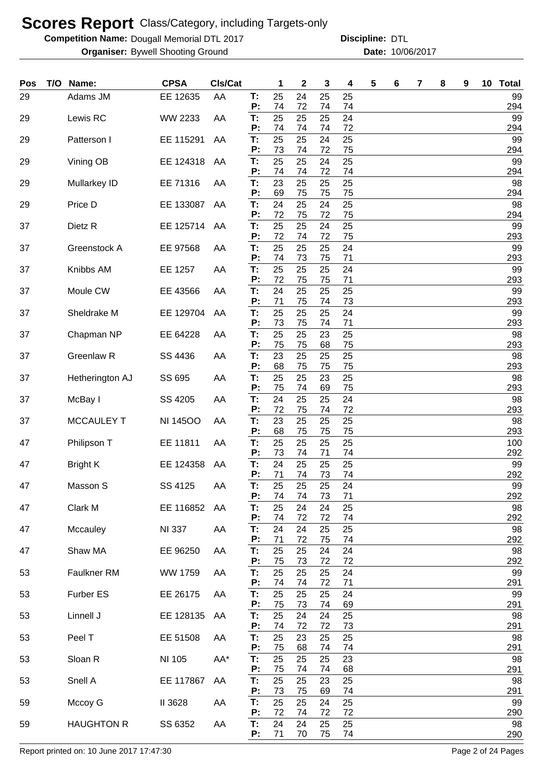# Scores Report Class/Category, including Targets-only

**Competition Name:** Dougall Memorial DTL 2017 **Discipline:** DTL

**Organiser:** Bywell Shooting Ground **Date:** 10/06/2017

| Pos | T/O | Name: | CPSA | Cls/Cat | | 1 | 2 | 3 | 4 | 5 | 6 | 7 | 8 | 9 | 10 | Total |
|---|---|---|---|---|---|---|---|---|---|---|---|---|---|---|---|---|
| 29 | | Adams JM | EE 12635 | AA | T: | 25 | 24 | 25 | 25 | | | | | | | 99 |
| | | | | | P: | 74 | 72 | 74 | 74 | | | | | | | 294 |
| 29 | | Lewis RC | WW 2233 | AA | T: | 25 | 25 | 25 | 24 | | | | | | | 99 |
| | | | | | P: | 74 | 74 | 74 | 72 | | | | | | | 294 |
| 29 | | Patterson I | EE 115291 | AA | T: | 25 | 25 | 24 | 25 | | | | | | | 99 |
| | | | | | P: | 73 | 74 | 72 | 75 | | | | | | | 294 |
| 29 | | Vining OB | EE 124318 | AA | T: | 25 | 25 | 24 | 25 | | | | | | | 99 |
| | | | | | P: | 74 | 74 | 72 | 74 | | | | | | | 294 |
| 29 | | Mullarkey ID | EE 71316 | AA | T: | 23 | 25 | 25 | 25 | | | | | | | 98 |
| | | | | | P: | 69 | 75 | 75 | 75 | | | | | | | 294 |
| 29 | | Price D | EE 133087 | AA | T: | 24 | 25 | 24 | 25 | | | | | | | 98 |
| | | | | | P: | 72 | 75 | 72 | 75 | | | | | | | 294 |
| 37 | | Dietz R | EE 125714 | AA | T: | 25 | 25 | 24 | 25 | | | | | | | 99 |
| | | | | | P: | 72 | 74 | 72 | 75 | | | | | | | 293 |
| 37 | | Greenstock A | EE 97568 | AA | T: | 25 | 25 | 25 | 24 | | | | | | | 99 |
| | | | | | P: | 74 | 73 | 75 | 71 | | | | | | | 293 |
| 37 | | Knibbs AM | EE 1257 | AA | T: | 25 | 25 | 25 | 24 | | | | | | | 99 |
| | | | | | P: | 72 | 75 | 75 | 71 | | | | | | | 293 |
| 37 | | Moule CW | EE 43566 | AA | T: | 24 | 25 | 25 | 25 | | | | | | | 99 |
| | | | | | P: | 71 | 75 | 74 | 73 | | | | | | | 293 |
| 37 | | Sheldrake M | EE 129704 | AA | T: | 25 | 25 | 25 | 24 | | | | | | | 99 |
| | | | | | P: | 73 | 75 | 74 | 71 | | | | | | | 293 |
| 37 | | Chapman NP | EE 64228 | AA | T: | 25 | 25 | 23 | 25 | | | | | | | 98 |
| | | | | | P: | 75 | 75 | 68 | 75 | | | | | | | 293 |
| 37 | | Greenlaw R | SS 4436 | AA | T: | 23 | 25 | 25 | 25 | | | | | | | 98 |
| | | | | | P: | 68 | 75 | 75 | 75 | | | | | | | 293 |
| 37 | | Hetherington AJ | SS 695 | AA | T: | 25 | 25 | 23 | 25 | | | | | | | 98 |
| | | | | | P: | 75 | 74 | 69 | 75 | | | | | | | 293 |
| 37 | | McBay I | SS 4205 | AA | T: | 24 | 25 | 25 | 24 | | | | | | | 98 |
| | | | | | P: | 72 | 75 | 74 | 72 | | | | | | | 293 |
| 37 | | MCCAULEY T | NI 145OO | AA | T: | 23 | 25 | 25 | 25 | | | | | | | 98 |
| | | | | | P: | 68 | 75 | 75 | 75 | | | | | | | 293 |
| 47 | | Philipson T | EE 11811 | AA | T: | 25 | 25 | 25 | 25 | | | | | | | 100 |
| | | | | | P: | 73 | 74 | 71 | 74 | | | | | | | 292 |
| 47 | | Bright K | EE 124358 | AA | T: | 24 | 25 | 25 | 25 | | | | | | | 99 |
| | | | | | P: | 71 | 74 | 73 | 74 | | | | | | | 292 |
| 47 | | Masson S | SS 4125 | AA | T: | 25 | 25 | 25 | 24 | | | | | | | 99 |
| | | | | | P: | 74 | 74 | 73 | 71 | | | | | | | 292 |
| 47 | | Clark M | EE 116852 | AA | T: | 25 | 24 | 24 | 25 | | | | | | | 98 |
| | | | | | P: | 74 | 72 | 72 | 74 | | | | | | | 292 |
| 47 | | Mccauley | NI 337 | AA | T: | 24 | 24 | 25 | 25 | | | | | | | 98 |
| | | | | | P: | 71 | 72 | 75 | 74 | | | | | | | 292 |
| 47 | | Shaw MA | EE 96250 | AA | T: | 25 | 25 | 24 | 24 | | | | | | | 98 |
| | | | | | P: | 75 | 73 | 72 | 72 | | | | | | | 292 |
| 53 | | Faulkner RM | WW 1759 | AA | T: | 25 | 25 | 25 | 24 | | | | | | | 99 |
| | | | | | P: | 74 | 74 | 72 | 71 | | | | | | | 291 |
| 53 | | Furber ES | EE 26175 | AA | T: | 25 | 25 | 25 | 24 | | | | | | | 99 |
| | | | | | P: | 75 | 73 | 74 | 69 | | | | | | | 291 |
| 53 | | Linnell J | EE 128135 | AA | T: | 25 | 24 | 24 | 25 | | | | | | | 98 |
| | | | | | P: | 74 | 72 | 72 | 73 | | | | | | | 291 |
| 53 | | Peel T | EE 51508 | AA | T: | 25 | 23 | 25 | 25 | | | | | | | 98 |
| | | | | | P: | 75 | 68 | 74 | 74 | | | | | | | 291 |
| 53 | | Sloan R | NI 105 | AA* | T: | 25 | 25 | 25 | 23 | | | | | | | 98 |
| | | | | | P: | 75 | 74 | 74 | 68 | | | | | | | 291 |
| 53 | | Snell A | EE 117867 | AA | T: | 25 | 25 | 23 | 25 | | | | | | | 98 |
| | | | | | P: | 73 | 75 | 69 | 74 | | | | | | | 291 |
| 59 | | Mccoy G | II 3628 | AA | T: | 25 | 25 | 24 | 25 | | | | | | | 99 |
| | | | | | P: | 72 | 74 | 72 | 72 | | | | | | | 290 |
| 59 | | HAUGHTON R | SS 6352 | AA | T: | 24 | 24 | 25 | 25 | | | | | | | 98 |
| | | | | | P: | 71 | 70 | 75 | 74 | | | | | | | 290 |

Report printed on: 10 June 2017 17:47:30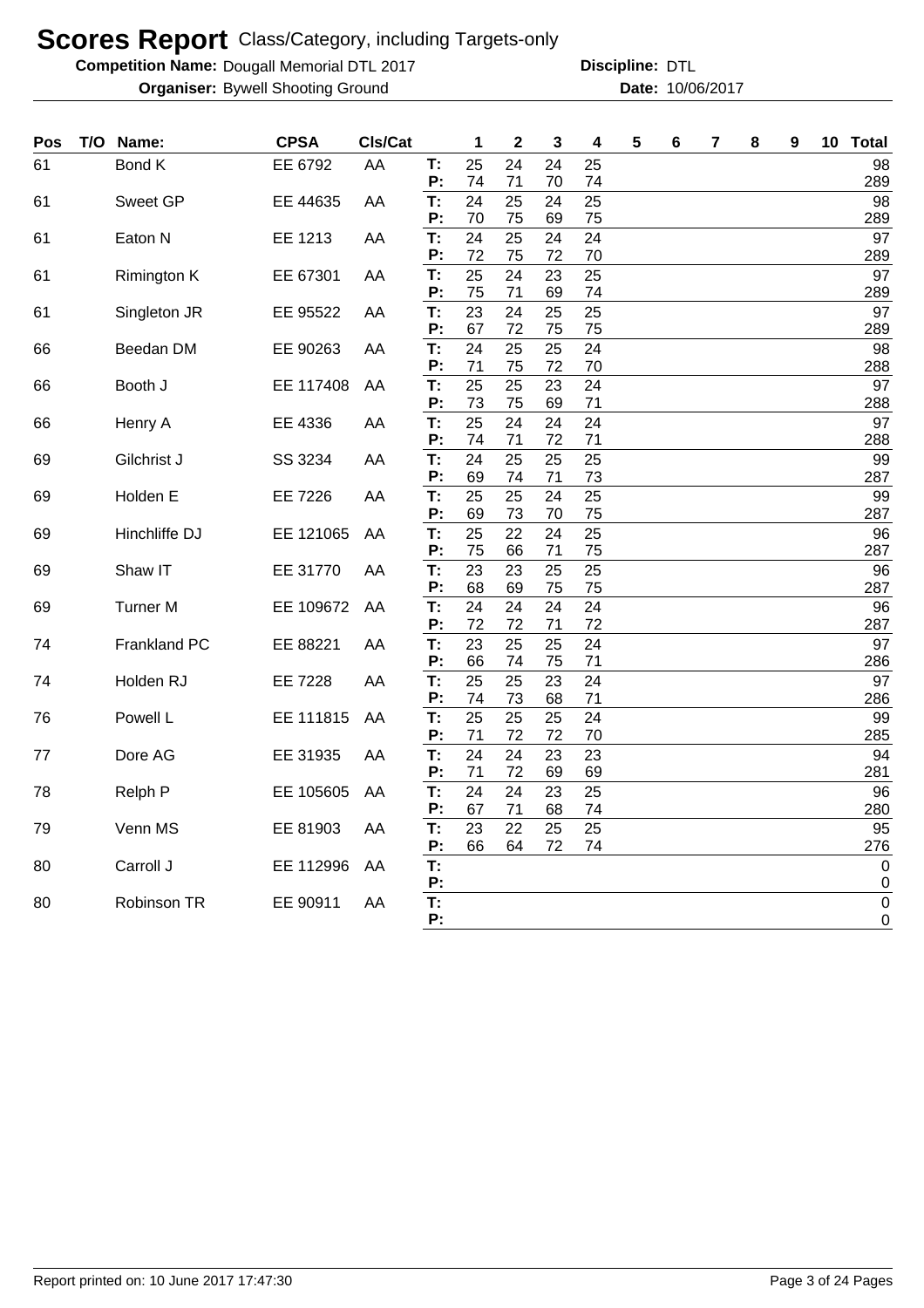# Scores Report Class/Category, including Targets-only

**Competition Name:** Dougall Memorial DTL 2017 **Discipline:** DTL

**Organiser:** Bywell Shooting Ground **Date:** 10/06/2017

| Pos | T/O | Name: | CPSA | Cls/Cat | | 1 | 2 | 3 | 4 | 5 | 6 | 7 | 8 | 9 | 10 | Total |
|---|---|---|---|---|---|---|---|---|---|---|---|---|---|---|---|---|
| 61 | | Bond K | EE 6792 | AA | T: | 25 | 24 | 24 | 25 | | | | | | | 98 |
| | | | | | P: | 74 | 71 | 70 | 74 | | | | | | | 289 |
| 61 | | Sweet GP | EE 44635 | AA | T: | 24 | 25 | 24 | 25 | | | | | | | 98 |
| | | | | | P: | 70 | 75 | 69 | 75 | | | | | | | 289 |
| 61 | | Eaton N | EE 1213 | AA | T: | 24 | 25 | 24 | 24 | | | | | | | 97 |
| | | | | | P: | 72 | 75 | 72 | 70 | | | | | | | 289 |
| 61 | | Rimington K | EE 67301 | AA | T: | 25 | 24 | 23 | 25 | | | | | | | 97 |
| | | | | | P: | 75 | 71 | 69 | 74 | | | | | | | 289 |
| 61 | | Singleton JR | EE 95522 | AA | T: | 23 | 24 | 25 | 25 | | | | | | | 97 |
| | | | | | P: | 67 | 72 | 75 | 75 | | | | | | | 289 |
| 66 | | Beedan DM | EE 90263 | AA | T: | 24 | 25 | 25 | 24 | | | | | | | 98 |
| | | | | | P: | 71 | 75 | 72 | 70 | | | | | | | 288 |
| 66 | | Booth J | EE 117408 | AA | T: | 25 | 25 | 23 | 24 | | | | | | | 97 |
| | | | | | P: | 73 | 75 | 69 | 71 | | | | | | | 288 |
| 66 | | Henry A | EE 4336 | AA | T: | 25 | 24 | 24 | 24 | | | | | | | 97 |
| | | | | | P: | 74 | 71 | 72 | 71 | | | | | | | 288 |
| 69 | | Gilchrist J | SS 3234 | AA | T: | 24 | 25 | 25 | 25 | | | | | | | 99 |
| | | | | | P: | 69 | 74 | 71 | 73 | | | | | | | 287 |
| 69 | | Holden E | EE 7226 | AA | T: | 25 | 25 | 24 | 25 | | | | | | | 99 |
| | | | | | P: | 69 | 73 | 70 | 75 | | | | | | | 287 |
| 69 | | Hinchliffe DJ | EE 121065 | AA | T: | 25 | 22 | 24 | 25 | | | | | | | 96 |
| | | | | | P: | 75 | 66 | 71 | 75 | | | | | | | 287 |
| 69 | | Shaw IT | EE 31770 | AA | T: | 23 | 23 | 25 | 25 | | | | | | | 96 |
| | | | | | P: | 68 | 69 | 75 | 75 | | | | | | | 287 |
| 69 | | Turner M | EE 109672 | AA | T: | 24 | 24 | 24 | 24 | | | | | | | 96 |
| | | | | | P: | 72 | 72 | 71 | 72 | | | | | | | 287 |
| 74 | | Frankland PC | EE 88221 | AA | T: | 23 | 25 | 25 | 24 | | | | | | | 97 |
| | | | | | P: | 66 | 74 | 75 | 71 | | | | | | | 286 |
| 74 | | Holden RJ | EE 7228 | AA | T: | 25 | 25 | 23 | 24 | | | | | | | 97 |
| | | | | | P: | 74 | 73 | 68 | 71 | | | | | | | 286 |
| 76 | | Powell L | EE 111815 | AA | T: | 25 | 25 | 25 | 24 | | | | | | | 99 |
| | | | | | P: | 71 | 72 | 72 | 70 | | | | | | | 285 |
| 77 | | Dore AG | EE 31935 | AA | T: | 24 | 24 | 23 | 23 | | | | | | | 94 |
| | | | | | P: | 71 | 72 | 69 | 69 | | | | | | | 281 |
| 78 | | Relph P | EE 105605 | AA | T: | 24 | 24 | 23 | 25 | | | | | | | 96 |
| | | | | | P: | 67 | 71 | 68 | 74 | | | | | | | 280 |
| 79 | | Venn MS | EE 81903 | AA | T: | 23 | 22 | 25 | 25 | | | | | | | 95 |
| | | | | | P: | 66 | 64 | 72 | 74 | | | | | | | 276 |
| 80 | | Carroll J | EE 112996 | AA | T: | | | | | | | | | | | 0 |
| | | | | | P: | | | | | | | | | | | 0 |
| 80 | | Robinson TR | EE 90911 | AA | T: | | | | | | | | | | | 0 |
| | | | | | P: | | | | | | | | | | | 0 |

Report printed on: 10 June 2017 17:47:30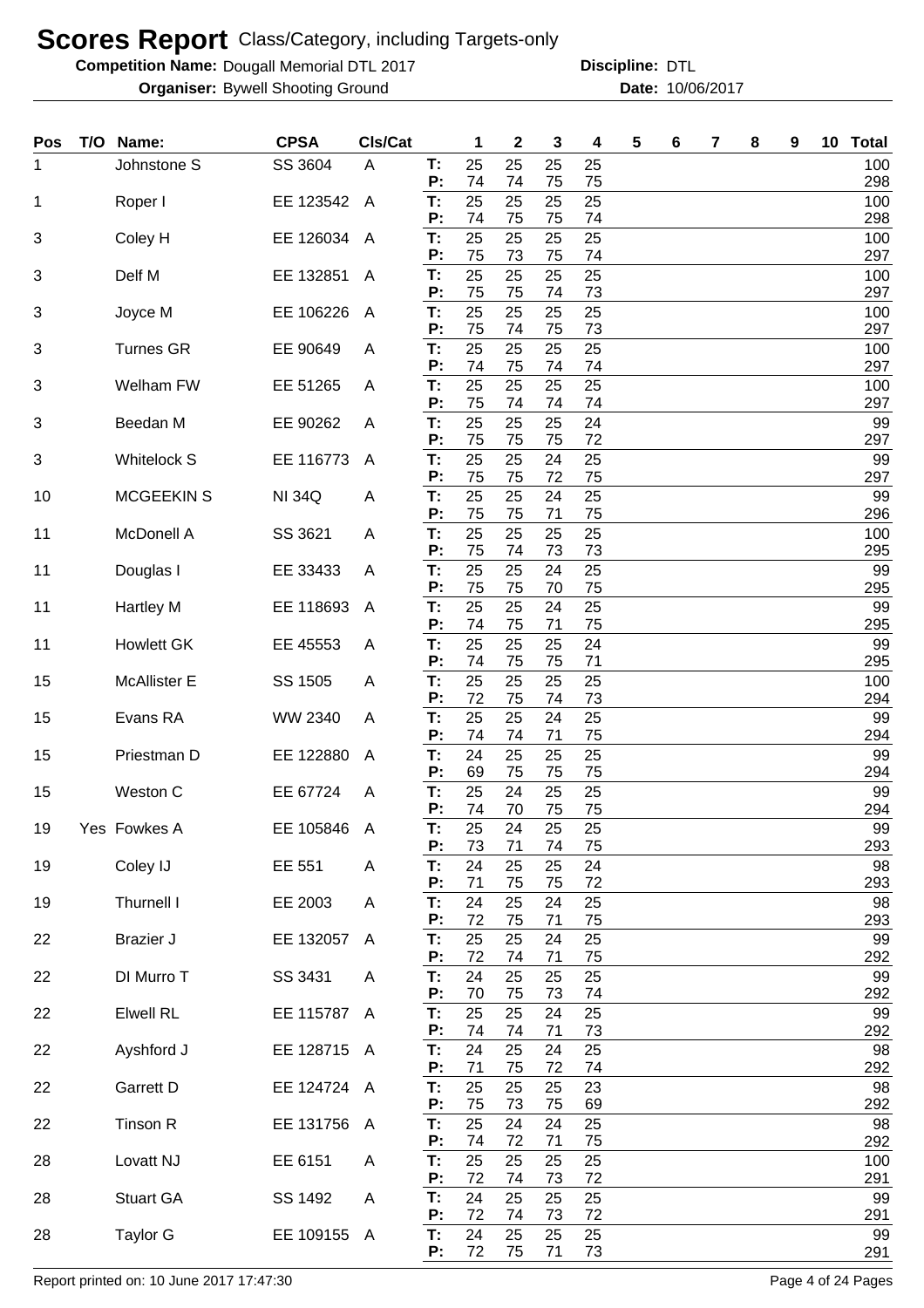# Scores Report Class/Category, including Targets-only

**Competition Name:** Dougall Memorial DTL 2017 **Discipline:** DTL

**Organiser:** Bywell Shooting Ground **Date:** 10/06/2017

| Pos | T/O | Name: | CPSA | Cls/Cat | | 1 | 2 | 3 | 4 | 5 | 6 | 7 | 8 | 9 | 10 | Total |
|---|---|---|---|---|---|---|---|---|---|---|---|---|---|---|---|---|
| 1 | | Johnstone S | SS 3604 | A | T: | 25 | 25 | 25 | 25 | | | | | | | 100 |
| | | | | | P: | 74 | 74 | 75 | 75 | | | | | | | 298 |
| 1 | | Roper I | EE 123542 | A | T: | 25 | 25 | 25 | 25 | | | | | | | 100 |
| | | | | | P: | 74 | 75 | 75 | 74 | | | | | | | 298 |
| 3 | | Coley H | EE 126034 | A | T: | 25 | 25 | 25 | 25 | | | | | | | 100 |
| | | | | | P: | 75 | 73 | 75 | 74 | | | | | | | 297 |
| 3 | | Delf M | EE 132851 | A | T: | 25 | 25 | 25 | 25 | | | | | | | 100 |
| | | | | | P: | 75 | 75 | 74 | 73 | | | | | | | 297 |
| 3 | | Joyce M | EE 106226 | A | T: | 25 | 25 | 25 | 25 | | | | | | | 100 |
| | | | | | P: | 75 | 74 | 75 | 73 | | | | | | | 297 |
| 3 | | Turnes GR | EE 90649 | A | T: | 25 | 25 | 25 | 25 | | | | | | | 100 |
| | | | | | P: | 74 | 75 | 74 | 74 | | | | | | | 297 |
| 3 | | Welham FW | EE 51265 | A | T: | 25 | 25 | 25 | 25 | | | | | | | 100 |
| | | | | | P: | 75 | 74 | 74 | 74 | | | | | | | 297 |
| 3 | | Beedan M | EE 90262 | A | T: | 25 | 25 | 25 | 24 | | | | | | | 99 |
| | | | | | P: | 75 | 75 | 75 | 72 | | | | | | | 297 |
| 3 | | Whitelock S | EE 116773 | A | T: | 25 | 25 | 24 | 25 | | | | | | | 99 |
| | | | | | P: | 75 | 75 | 72 | 75 | | | | | | | 297 |
| 10 | | MCGEEKIN S | NI 34Q | A | T: | 25 | 25 | 24 | 25 | | | | | | | 99 |
| | | | | | P: | 75 | 75 | 71 | 75 | | | | | | | 296 |
| 11 | | McDonell A | SS 3621 | A | T: | 25 | 25 | 25 | 25 | | | | | | | 100 |
| | | | | | P: | 75 | 74 | 73 | 73 | | | | | | | 295 |
| 11 | | Douglas I | EE 33433 | A | T: | 25 | 25 | 24 | 25 | | | | | | | 99 |
| | | | | | P: | 75 | 75 | 70 | 75 | | | | | | | 295 |
| 11 | | Hartley M | EE 118693 | A | T: | 25 | 25 | 24 | 25 | | | | | | | 99 |
| | | | | | P: | 74 | 75 | 71 | 75 | | | | | | | 295 |
| 11 | | Howlett GK | EE 45553 | A | T: | 25 | 25 | 25 | 24 | | | | | | | 99 |
| | | | | | P: | 74 | 75 | 75 | 71 | | | | | | | 295 |
| 15 | | McAllister E | SS 1505 | A | T: | 25 | 25 | 25 | 25 | | | | | | | 100 |
| | | | | | P: | 72 | 75 | 74 | 73 | | | | | | | 294 |
| 15 | | Evans RA | WW 2340 | A | T: | 25 | 25 | 24 | 25 | | | | | | | 99 |
| | | | | | P: | 74 | 74 | 71 | 75 | | | | | | | 294 |
| 15 | | Priestman D | EE 122880 | A | T: | 24 | 25 | 25 | 25 | | | | | | | 99 |
| | | | | | P: | 69 | 75 | 75 | 75 | | | | | | | 294 |
| 15 | | Weston C | EE 67724 | A | T: | 25 | 24 | 25 | 25 | | | | | | | 99 |
| | | | | | P: | 74 | 70 | 75 | 75 | | | | | | | 294 |
| 19 | Yes | Fowkes A | EE 105846 | A | T: | 25 | 24 | 25 | 25 | | | | | | | 99 |
| | | | | | P: | 73 | 71 | 74 | 75 | | | | | | | 293 |
| 19 | | Coley IJ | EE 551 | A | T: | 24 | 25 | 25 | 24 | | | | | | | 98 |
| | | | | | P: | 71 | 75 | 75 | 72 | | | | | | | 293 |
| 19 | | Thurnell I | EE 2003 | A | T: | 24 | 25 | 24 | 25 | | | | | | | 98 |
| | | | | | P: | 72 | 75 | 71 | 75 | | | | | | | 293 |
| 22 | | Brazier J | EE 132057 | A | T: | 25 | 25 | 24 | 25 | | | | | | | 99 |
| | | | | | P: | 72 | 74 | 71 | 75 | | | | | | | 292 |
| 22 | | DI Murro T | SS 3431 | A | T: | 24 | 25 | 25 | 25 | | | | | | | 99 |
| | | | | | P: | 70 | 75 | 73 | 74 | | | | | | | 292 |
| 22 | | Elwell RL | EE 115787 | A | T: | 25 | 25 | 24 | 25 | | | | | | | 99 |
| | | | | | P: | 74 | 74 | 71 | 73 | | | | | | | 292 |
| 22 | | Ayshford J | EE 128715 | A | T: | 24 | 25 | 24 | 25 | | | | | | | 98 |
| | | | | | P: | 71 | 75 | 72 | 74 | | | | | | | 292 |
| 22 | | Garrett D | EE 124724 | A | T: | 25 | 25 | 25 | 23 | | | | | | | 98 |
| | | | | | P: | 75 | 73 | 75 | 69 | | | | | | | 292 |
| 22 | | Tinson R | EE 131756 | A | T: | 25 | 24 | 24 | 25 | | | | | | | 98 |
| | | | | | P: | 74 | 72 | 71 | 75 | | | | | | | 292 |
| 28 | | Lovatt NJ | EE 6151 | A | T: | 25 | 25 | 25 | 25 | | | | | | | 100 |
| | | | | | P: | 72 | 74 | 73 | 72 | | | | | | | 291 |
| 28 | | Stuart GA | SS 1492 | A | T: | 24 | 25 | 25 | 25 | | | | | | | 99 |
| | | | | | P: | 72 | 74 | 73 | 72 | | | | | | | 291 |
| 28 | | Taylor G | EE 109155 | A | T: | 24 | 25 | 25 | 25 | | | | | | | 99 |
| | | | | | P: | 72 | 75 | 71 | 73 | | | | | | | 291 |

Report printed on: 10 June 2017 17:47:30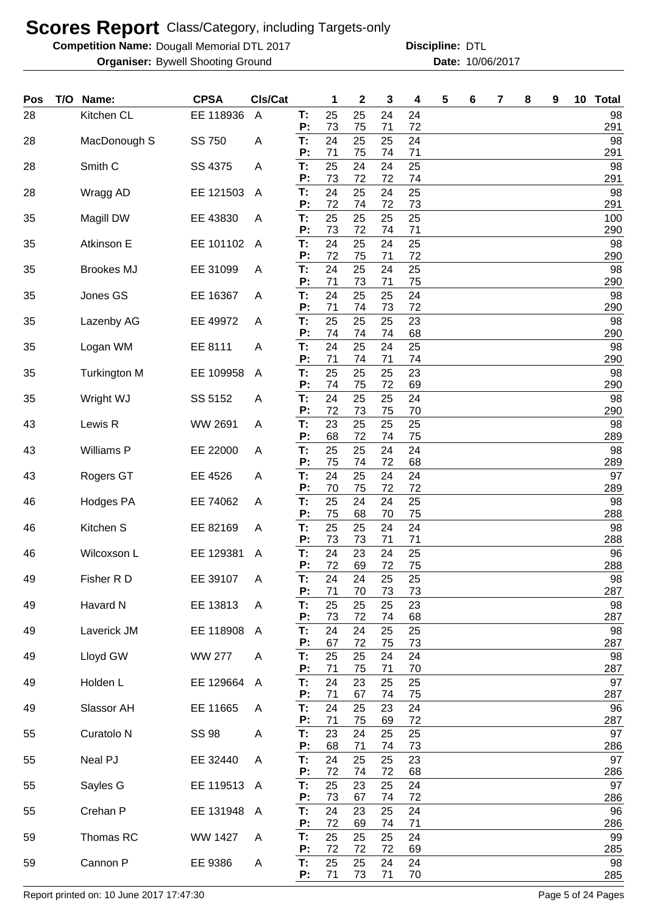# Scores Report Class/Category, including Targets-only

**Competition Name:** Dougall Memorial DTL 2017 **Discipline:** DTL

**Organiser:** Bywell Shooting Ground **Date:** 10/06/2017

| Pos | T/O | Name: | CPSA | Cls/Cat | | 1 | 2 | 3 | 4 | 5 | 6 | 7 | 8 | 9 | 10 | Total |
|---|---|---|---|---|---|---|---|---|---|---|---|---|---|---|---|---|
| 28 | | Kitchen CL | EE 118936 | A | T: | 25 | 25 | 24 | 24 | | | | | | | 98 |
| | | | | | P: | 73 | 75 | 71 | 72 | | | | | | | 291 |
| 28 | | MacDonough S | SS 750 | A | T: | 24 | 25 | 25 | 24 | | | | | | | 98 |
| | | | | | P: | 71 | 75 | 74 | 71 | | | | | | | 291 |
| 28 | | Smith C | SS 4375 | A | T: | 25 | 24 | 24 | 25 | | | | | | | 98 |
| | | | | | P: | 73 | 72 | 72 | 74 | | | | | | | 291 |
| 28 | | Wragg AD | EE 121503 | A | T: | 24 | 25 | 24 | 25 | | | | | | | 98 |
| | | | | | P: | 72 | 74 | 72 | 73 | | | | | | | 291 |
| 35 | | Magill DW | EE 43830 | A | T: | 25 | 25 | 25 | 25 | | | | | | | 100 |
| | | | | | P: | 73 | 72 | 74 | 71 | | | | | | | 290 |
| 35 | | Atkinson E | EE 101102 | A | T: | 24 | 25 | 24 | 25 | | | | | | | 98 |
| | | | | | P: | 72 | 75 | 71 | 72 | | | | | | | 290 |
| 35 | | Brookes MJ | EE 31099 | A | T: | 24 | 25 | 24 | 25 | | | | | | | 98 |
| | | | | | P: | 71 | 73 | 71 | 75 | | | | | | | 290 |
| 35 | | Jones GS | EE 16367 | A | T: | 24 | 25 | 25 | 24 | | | | | | | 98 |
| | | | | | P: | 71 | 74 | 73 | 72 | | | | | | | 290 |
| 35 | | Lazenby AG | EE 49972 | A | T: | 25 | 25 | 25 | 23 | | | | | | | 98 |
| | | | | | P: | 74 | 74 | 74 | 68 | | | | | | | 290 |
| 35 | | Logan WM | EE 8111 | A | T: | 24 | 25 | 24 | 25 | | | | | | | 98 |
| | | | | | P: | 71 | 74 | 71 | 74 | | | | | | | 290 |
| 35 | | Turkington M | EE 109958 | A | T: | 25 | 25 | 25 | 23 | | | | | | | 98 |
| | | | | | P: | 74 | 75 | 72 | 69 | | | | | | | 290 |
| 35 | | Wright WJ | SS 5152 | A | T: | 24 | 25 | 25 | 24 | | | | | | | 98 |
| | | | | | P: | 72 | 73 | 75 | 70 | | | | | | | 290 |
| 43 | | Lewis R | WW 2691 | A | T: | 23 | 25 | 25 | 25 | | | | | | | 98 |
| | | | | | P: | 68 | 72 | 74 | 75 | | | | | | | 289 |
| 43 | | Williams P | EE 22000 | A | T: | 25 | 25 | 24 | 24 | | | | | | | 98 |
| | | | | | P: | 75 | 74 | 72 | 68 | | | | | | | 289 |
| 43 | | Rogers GT | EE 4526 | A | T: | 24 | 25 | 24 | 24 | | | | | | | 97 |
| | | | | | P: | 70 | 75 | 72 | 72 | | | | | | | 289 |
| 46 | | Hodges PA | EE 74062 | A | T: | 25 | 24 | 24 | 25 | | | | | | | 98 |
| | | | | | P: | 75 | 68 | 70 | 75 | | | | | | | 288 |
| 46 | | Kitchen S | EE 82169 | A | T: | 25 | 25 | 24 | 24 | | | | | | | 98 |
| | | | | | P: | 73 | 73 | 71 | 71 | | | | | | | 288 |
| 46 | | Wilcoxson L | EE 129381 | A | T: | 24 | 23 | 24 | 25 | | | | | | | 96 |
| | | | | | P: | 72 | 69 | 72 | 75 | | | | | | | 288 |
| 49 | | Fisher R D | EE 39107 | A | T: | 24 | 24 | 25 | 25 | | | | | | | 98 |
| | | | | | P: | 71 | 70 | 73 | 73 | | | | | | | 287 |
| 49 | | Havard N | EE 13813 | A | T: | 25 | 25 | 25 | 23 | | | | | | | 98 |
| | | | | | P: | 73 | 72 | 74 | 68 | | | | | | | 287 |
| 49 | | Laverick JM | EE 118908 | A | T: | 24 | 24 | 25 | 25 | | | | | | | 98 |
| | | | | | P: | 67 | 72 | 75 | 73 | | | | | | | 287 |
| 49 | | Lloyd GW | WW 277 | A | T: | 25 | 25 | 24 | 24 | | | | | | | 98 |
| | | | | | P: | 71 | 75 | 71 | 70 | | | | | | | 287 |
| 49 | | Holden L | EE 129664 | A | T: | 24 | 23 | 25 | 25 | | | | | | | 97 |
| | | | | | P: | 71 | 67 | 74 | 75 | | | | | | | 287 |
| 49 | | Slassor AH | EE 11665 | A | T: | 24 | 25 | 23 | 24 | | | | | | | 96 |
| | | | | | P: | 71 | 75 | 69 | 72 | | | | | | | 287 |
| 55 | | Curatolo N | SS 98 | A | T: | 23 | 24 | 25 | 25 | | | | | | | 97 |
| | | | | | P: | 68 | 71 | 74 | 73 | | | | | | | 286 |
| 55 | | Neal PJ | EE 32440 | A | T: | 24 | 25 | 25 | 23 | | | | | | | 97 |
| | | | | | P: | 72 | 74 | 72 | 68 | | | | | | | 286 |
| 55 | | Sayles G | EE 119513 | A | T: | 25 | 23 | 25 | 24 | | | | | | | 97 |
| | | | | | P: | 73 | 67 | 74 | 72 | | | | | | | 286 |
| 55 | | Crehan P | EE 131948 | A | T: | 24 | 23 | 25 | 24 | | | | | | | 96 |
| | | | | | P: | 72 | 69 | 74 | 71 | | | | | | | 286 |
| 59 | | Thomas RC | WW 1427 | A | T: | 25 | 25 | 25 | 24 | | | | | | | 99 |
| | | | | | P: | 72 | 72 | 72 | 69 | | | | | | | 285 |
| 59 | | Cannon P | EE 9386 | A | T: | 25 | 25 | 24 | 24 | | | | | | | 98 |
| | | | | | P: | 71 | 73 | 71 | 70 | | | | | | | 285 |

Report printed on: 10 June 2017 17:47:30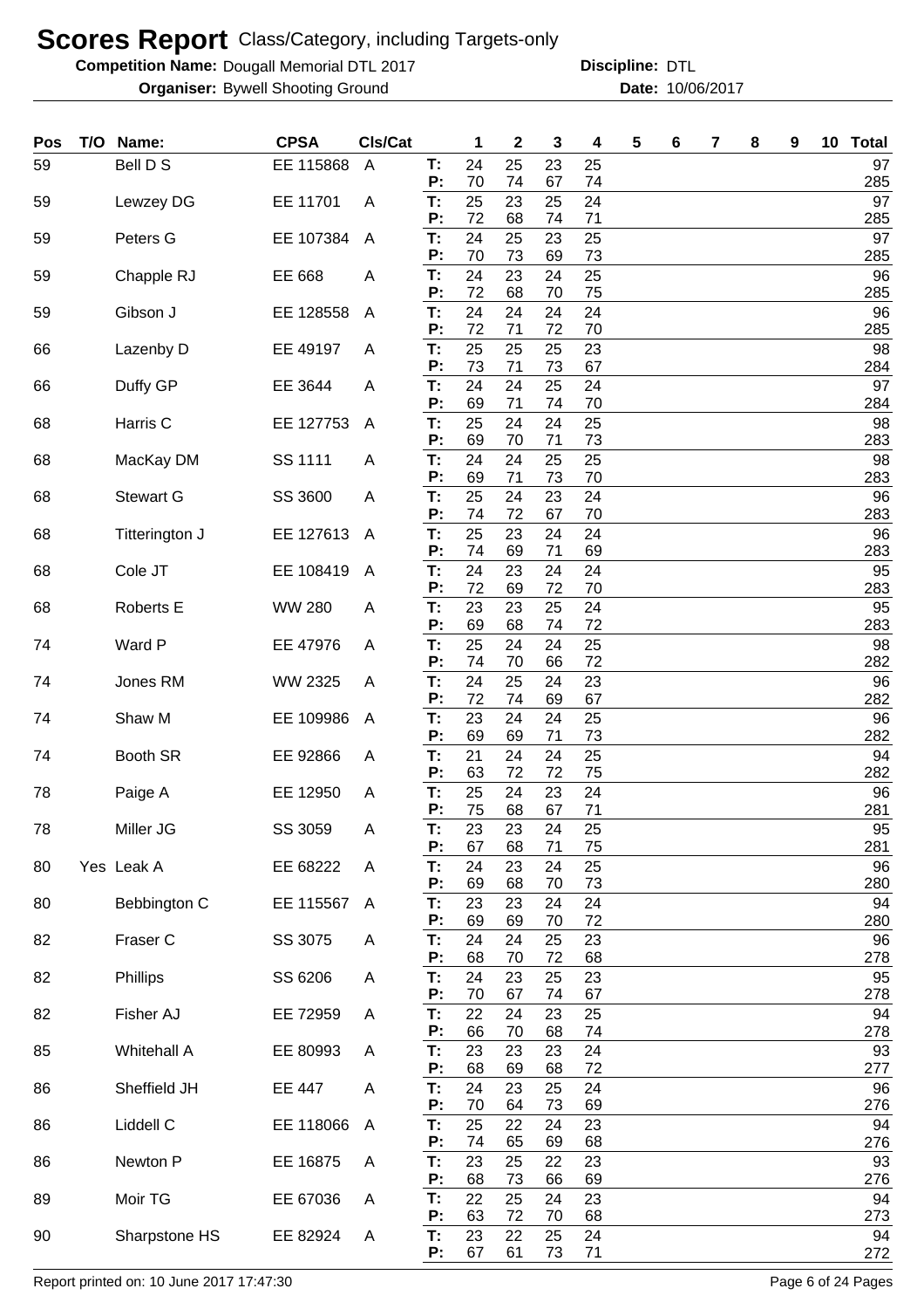# Scores Report Class/Category, including Targets-only

**Competition Name:** Dougall Memorial DTL 2017 **Discipline:** DTL

**Organiser:** Bywell Shooting Ground **Date:** 10/06/2017

| Pos | T/O | Name: | CPSA | Cls/Cat | | 1 | 2 | 3 | 4 | 5 | 6 | 7 | 8 | 9 | 10 | Total |
|---|---|---|---|---|---|---|---|---|---|---|---|---|---|---|---|---|
| 59 | | Bell D S | EE 115868 | A | T: | 24 | 25 | 23 | 25 | | | | | | | 97 |
| | | | | | P: | 70 | 74 | 67 | 74 | | | | | | | 285 |
| 59 | | Lewzey DG | EE 11701 | A | T: | 25 | 23 | 25 | 24 | | | | | | | 97 |
| | | | | | P: | 72 | 68 | 74 | 71 | | | | | | | 285 |
| 59 | | Peters G | EE 107384 | A | T: | 24 | 25 | 23 | 25 | | | | | | | 97 |
| | | | | | P: | 70 | 73 | 69 | 73 | | | | | | | 285 |
| 59 | | Chapple RJ | EE 668 | A | T: | 24 | 23 | 24 | 25 | | | | | | | 96 |
| | | | | | P: | 72 | 68 | 70 | 75 | | | | | | | 285 |
| 59 | | Gibson J | EE 128558 | A | T: | 24 | 24 | 24 | 24 | | | | | | | 96 |
| | | | | | P: | 72 | 71 | 72 | 70 | | | | | | | 285 |
| 66 | | Lazenby D | EE 49197 | A | T: | 25 | 25 | 25 | 23 | | | | | | | 98 |
| | | | | | P: | 73 | 71 | 73 | 67 | | | | | | | 284 |
| 66 | | Duffy GP | EE 3644 | A | T: | 24 | 24 | 25 | 24 | | | | | | | 97 |
| | | | | | P: | 69 | 71 | 74 | 70 | | | | | | | 284 |
| 68 | | Harris C | EE 127753 | A | T: | 25 | 24 | 24 | 25 | | | | | | | 98 |
| | | | | | P: | 69 | 70 | 71 | 73 | | | | | | | 283 |
| 68 | | MacKay DM | SS 1111 | A | T: | 24 | 24 | 25 | 25 | | | | | | | 98 |
| | | | | | P: | 69 | 71 | 73 | 70 | | | | | | | 283 |
| 68 | | Stewart G | SS 3600 | A | T: | 25 | 24 | 23 | 24 | | | | | | | 96 |
| | | | | | P: | 74 | 72 | 67 | 70 | | | | | | | 283 |
| 68 | | Titterington J | EE 127613 | A | T: | 25 | 23 | 24 | 24 | | | | | | | 96 |
| | | | | | P: | 74 | 69 | 71 | 69 | | | | | | | 283 |
| 68 | | Cole JT | EE 108419 | A | T: | 24 | 23 | 24 | 24 | | | | | | | 95 |
| | | | | | P: | 72 | 69 | 72 | 70 | | | | | | | 283 |
| 68 | | Roberts E | WW 280 | A | T: | 23 | 23 | 25 | 24 | | | | | | | 95 |
| | | | | | P: | 69 | 68 | 74 | 72 | | | | | | | 283 |
| 74 | | Ward P | EE 47976 | A | T: | 25 | 24 | 24 | 25 | | | | | | | 98 |
| | | | | | P: | 74 | 70 | 66 | 72 | | | | | | | 282 |
| 74 | | Jones RM | WW 2325 | A | T: | 24 | 25 | 24 | 23 | | | | | | | 96 |
| | | | | | P: | 72 | 74 | 69 | 67 | | | | | | | 282 |
| 74 | | Shaw M | EE 109986 | A | T: | 23 | 24 | 24 | 25 | | | | | | | 96 |
| | | | | | P: | 69 | 69 | 71 | 73 | | | | | | | 282 |
| 74 | | Booth SR | EE 92866 | A | T: | 21 | 24 | 24 | 25 | | | | | | | 94 |
| | | | | | P: | 63 | 72 | 72 | 75 | | | | | | | 282 |
| 78 | | Paige A | EE 12950 | A | T: | 25 | 24 | 23 | 24 | | | | | | | 96 |
| | | | | | P: | 75 | 68 | 67 | 71 | | | | | | | 281 |
| 78 | | Miller JG | SS 3059 | A | T: | 23 | 23 | 24 | 25 | | | | | | | 95 |
| | | | | | P: | 67 | 68 | 71 | 75 | | | | | | | 281 |
| 80 | Yes | Leak A | EE 68222 | A | T: | 24 | 23 | 24 | 25 | | | | | | | 96 |
| | | | | | P: | 69 | 68 | 70 | 73 | | | | | | | 280 |
| 80 | | Bebbington C | EE 115567 | A | T: | 23 | 23 | 24 | 24 | | | | | | | 94 |
| | | | | | P: | 69 | 69 | 70 | 72 | | | | | | | 280 |
| 82 | | Fraser C | SS 3075 | A | T: | 24 | 24 | 25 | 23 | | | | | | | 96 |
| | | | | | P: | 68 | 70 | 72 | 68 | | | | | | | 278 |
| 82 | | Phillips | SS 6206 | A | T: | 24 | 23 | 25 | 23 | | | | | | | 95 |
| | | | | | P: | 70 | 67 | 74 | 67 | | | | | | | 278 |
| 82 | | Fisher AJ | EE 72959 | A | T: | 22 | 24 | 23 | 25 | | | | | | | 94 |
| | | | | | P: | 66 | 70 | 68 | 74 | | | | | | | 278 |
| 85 | | Whitehall A | EE 80993 | A | T: | 23 | 23 | 23 | 24 | | | | | | | 93 |
| | | | | | P: | 68 | 69 | 68 | 72 | | | | | | | 277 |
| 86 | | Sheffield JH | EE 447 | A | T: | 24 | 23 | 25 | 24 | | | | | | | 96 |
| | | | | | P: | 70 | 64 | 73 | 69 | | | | | | | 276 |
| 86 | | Liddell C | EE 118066 | A | T: | 25 | 22 | 24 | 23 | | | | | | | 94 |
| | | | | | P: | 74 | 65 | 69 | 68 | | | | | | | 276 |
| 86 | | Newton P | EE 16875 | A | T: | 23 | 25 | 22 | 23 | | | | | | | 93 |
| | | | | | P: | 68 | 73 | 66 | 69 | | | | | | | 276 |
| 89 | | Moir TG | EE 67036 | A | T: | 22 | 25 | 24 | 23 | | | | | | | 94 |
| | | | | | P: | 63 | 72 | 70 | 68 | | | | | | | 273 |
| 90 | | Sharpstone HS | EE 82924 | A | T: | 23 | 22 | 25 | 24 | | | | | | | 94 |
| | | | | | P: | 67 | 61 | 73 | 71 | | | | | | | 272 |

Report printed on: 10 June 2017 17:47:30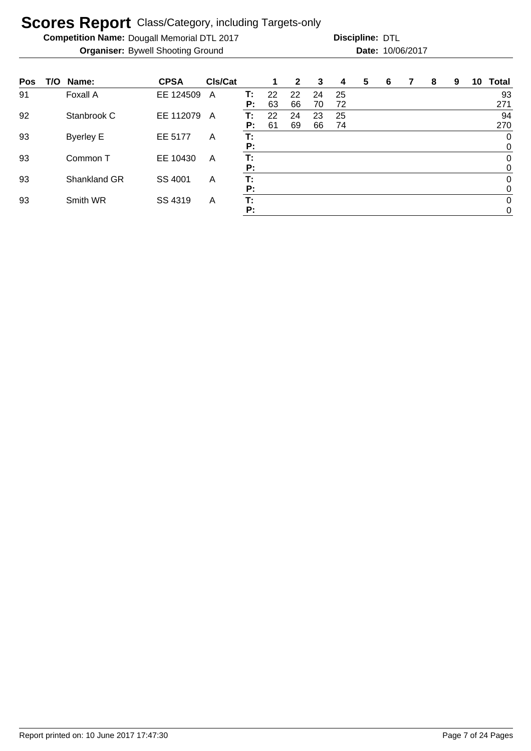# Scores Report Class/Category, including Targets-only

**Competition Name:** Dougall Memorial DTL 2017  **Discipline:** DTL

**Organiser:** Bywell Shooting Ground  **Date:** 10/06/2017

| Pos | T/O | Name: | CPSA | Cls/Cat | | 1 | 2 | 3 | 4 | 5 | 6 | 7 | 8 | 9 | 10 | Total |
|---|---|---|---|---|---|---|---|---|---|---|---|---|---|---|---|---|
| 91 | | Foxall A | EE 124509 | A | T: | 22 | 22 | 24 | 25 | | | | | | | 93 |
| | | | | | P: | 63 | 66 | 70 | 72 | | | | | | | 271 |
| 92 | | Stanbrook C | EE 112079 | A | T: | 22 | 24 | 23 | 25 | | | | | | | 94 |
| | | | | | P: | 61 | 69 | 66 | 74 | | | | | | | 270 |
| 93 | | Byerley E | EE 5177 | A | T: | | | | | | | | | | | 0 |
| | | | | | P: | | | | | | | | | | | 0 |
| 93 | | Common T | EE 10430 | A | T: | | | | | | | | | | | 0 |
| | | | | | P: | | | | | | | | | | | 0 |
| 93 | | Shankland GR | SS 4001 | A | T: | | | | | | | | | | | 0 |
| | | | | | P: | | | | | | | | | | | 0 |
| 93 | | Smith WR | SS 4319 | A | T: | | | | | | | | | | | 0 |
| | | | | | P: | | | | | | | | | | | 0 |

Report printed on: 10 June 2017 17:47:30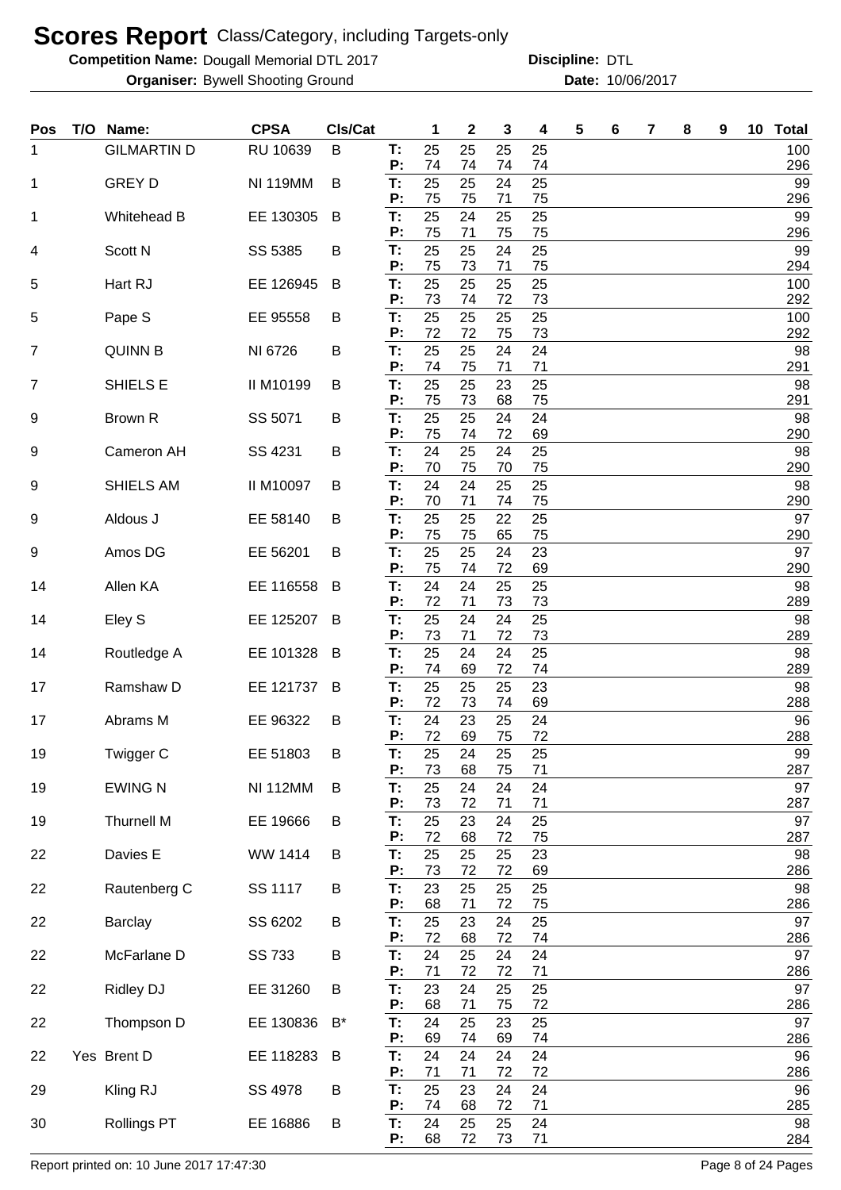# Scores Report Class/Category, including Targets-only

**Competition Name:** Dougall Memorial DTL 2017 **Discipline:** DTL

**Organiser:** Bywell Shooting Ground **Date:** 10/06/2017

| Pos | T/O | Name: | CPSA | Cls/Cat | | 1 | 2 | 3 | 4 | 5 | 6 | 7 | 8 | 9 | 10 | Total |
|---|---|---|---|---|---|---|---|---|---|---|---|---|---|---|---|---|
| 1 | | GILMARTIN D | RU 10639 | B | T: | 25 | 25 | 25 | 25 | | | | | | | 100 |
| | | | | | P: | 74 | 74 | 74 | 74 | | | | | | | 296 |
| 1 | | GREY D | NI 119MM | B | T: | 25 | 25 | 24 | 25 | | | | | | | 99 |
| | | | | | P: | 75 | 75 | 71 | 75 | | | | | | | 296 |
| 1 | | Whitehead B | EE 130305 | B | T: | 25 | 24 | 25 | 25 | | | | | | | 99 |
| | | | | | P: | 75 | 71 | 75 | 75 | | | | | | | 296 |
| 4 | | Scott N | SS 5385 | B | T: | 25 | 25 | 24 | 25 | | | | | | | 99 |
| | | | | | P: | 75 | 73 | 71 | 75 | | | | | | | 294 |
| 5 | | Hart RJ | EE 126945 | B | T: | 25 | 25 | 25 | 25 | | | | | | | 100 |
| | | | | | P: | 73 | 74 | 72 | 73 | | | | | | | 292 |
| 5 | | Pape S | EE 95558 | B | T: | 25 | 25 | 25 | 25 | | | | | | | 100 |
| | | | | | P: | 72 | 72 | 75 | 73 | | | | | | | 292 |
| 7 | | QUINN B | NI 6726 | B | T: | 25 | 25 | 24 | 24 | | | | | | | 98 |
| | | | | | P: | 74 | 75 | 71 | 71 | | | | | | | 291 |
| 7 | | SHIELS E | II M10199 | B | T: | 25 | 25 | 23 | 25 | | | | | | | 98 |
| | | | | | P: | 75 | 73 | 68 | 75 | | | | | | | 291 |
| 9 | | Brown R | SS 5071 | B | T: | 25 | 25 | 24 | 24 | | | | | | | 98 |
| | | | | | P: | 75 | 74 | 72 | 69 | | | | | | | 290 |
| 9 | | Cameron AH | SS 4231 | B | T: | 24 | 25 | 24 | 25 | | | | | | | 98 |
| | | | | | P: | 70 | 75 | 70 | 75 | | | | | | | 290 |
| 9 | | SHIELS AM | II M10097 | B | T: | 24 | 24 | 25 | 25 | | | | | | | 98 |
| | | | | | P: | 70 | 71 | 74 | 75 | | | | | | | 290 |
| 9 | | Aldous J | EE 58140 | B | T: | 25 | 25 | 22 | 25 | | | | | | | 97 |
| | | | | | P: | 75 | 75 | 65 | 75 | | | | | | | 290 |
| 9 | | Amos DG | EE 56201 | B | T: | 25 | 25 | 24 | 23 | | | | | | | 97 |
| | | | | | P: | 75 | 74 | 72 | 69 | | | | | | | 290 |
| 14 | | Allen KA | EE 116558 | B | T: | 24 | 24 | 25 | 25 | | | | | | | 98 |
| | | | | | P: | 72 | 71 | 73 | 73 | | | | | | | 289 |
| 14 | | Eley S | EE 125207 | B | T: | 25 | 24 | 24 | 25 | | | | | | | 98 |
| | | | | | P: | 73 | 71 | 72 | 73 | | | | | | | 289 |
| 14 | | Routledge A | EE 101328 | B | T: | 25 | 24 | 24 | 25 | | | | | | | 98 |
| | | | | | P: | 74 | 69 | 72 | 74 | | | | | | | 289 |
| 17 | | Ramshaw D | EE 121737 | B | T: | 25 | 25 | 25 | 23 | | | | | | | 98 |
| | | | | | P: | 72 | 73 | 74 | 69 | | | | | | | 288 |
| 17 | | Abrams M | EE 96322 | B | T: | 24 | 23 | 25 | 24 | | | | | | | 96 |
| | | | | | P: | 72 | 69 | 75 | 72 | | | | | | | 288 |
| 19 | | Twigger C | EE 51803 | B | T: | 25 | 24 | 25 | 25 | | | | | | | 99 |
| | | | | | P: | 73 | 68 | 75 | 71 | | | | | | | 287 |
| 19 | | EWING N | NI 112MM | B | T: | 25 | 24 | 24 | 24 | | | | | | | 97 |
| | | | | | P: | 73 | 72 | 71 | 71 | | | | | | | 287 |
| 19 | | Thurnell M | EE 19666 | B | T: | 25 | 23 | 24 | 25 | | | | | | | 97 |
| | | | | | P: | 72 | 68 | 72 | 75 | | | | | | | 287 |
| 22 | | Davies E | WW 1414 | B | T: | 25 | 25 | 25 | 23 | | | | | | | 98 |
| | | | | | P: | 73 | 72 | 72 | 69 | | | | | | | 286 |
| 22 | | Rautenberg C | SS 1117 | B | T: | 23 | 25 | 25 | 25 | | | | | | | 98 |
| | | | | | P: | 68 | 71 | 72 | 75 | | | | | | | 286 |
| 22 | | Barclay | SS 6202 | B | T: | 25 | 23 | 24 | 25 | | | | | | | 97 |
| | | | | | P: | 72 | 68 | 72 | 74 | | | | | | | 286 |
| 22 | | McFarlane D | SS 733 | B | T: | 24 | 25 | 24 | 24 | | | | | | | 97 |
| | | | | | P: | 71 | 72 | 72 | 71 | | | | | | | 286 |
| 22 | | Ridley DJ | EE 31260 | B | T: | 23 | 24 | 25 | 25 | | | | | | | 97 |
| | | | | | P: | 68 | 71 | 75 | 72 | | | | | | | 286 |
| 22 | | Thompson D | EE 130836 | B* | T: | 24 | 25 | 23 | 25 | | | | | | | 97 |
| | | | | | P: | 69 | 74 | 69 | 74 | | | | | | | 286 |
| 22 | Yes | Brent D | EE 118283 | B | T: | 24 | 24 | 24 | 24 | | | | | | | 96 |
| | | | | | P: | 71 | 71 | 72 | 72 | | | | | | | 286 |
| 29 | | Kling RJ | SS 4978 | B | T: | 25 | 23 | 24 | 24 | | | | | | | 96 |
| | | | | | P: | 74 | 68 | 72 | 71 | | | | | | | 285 |
| 30 | | Rollings PT | EE 16886 | B | T: | 24 | 25 | 25 | 24 | | | | | | | 98 |
| | | | | | P: | 68 | 72 | 73 | 71 | | | | | | | 284 |

Report printed on: 10 June 2017 17:47:30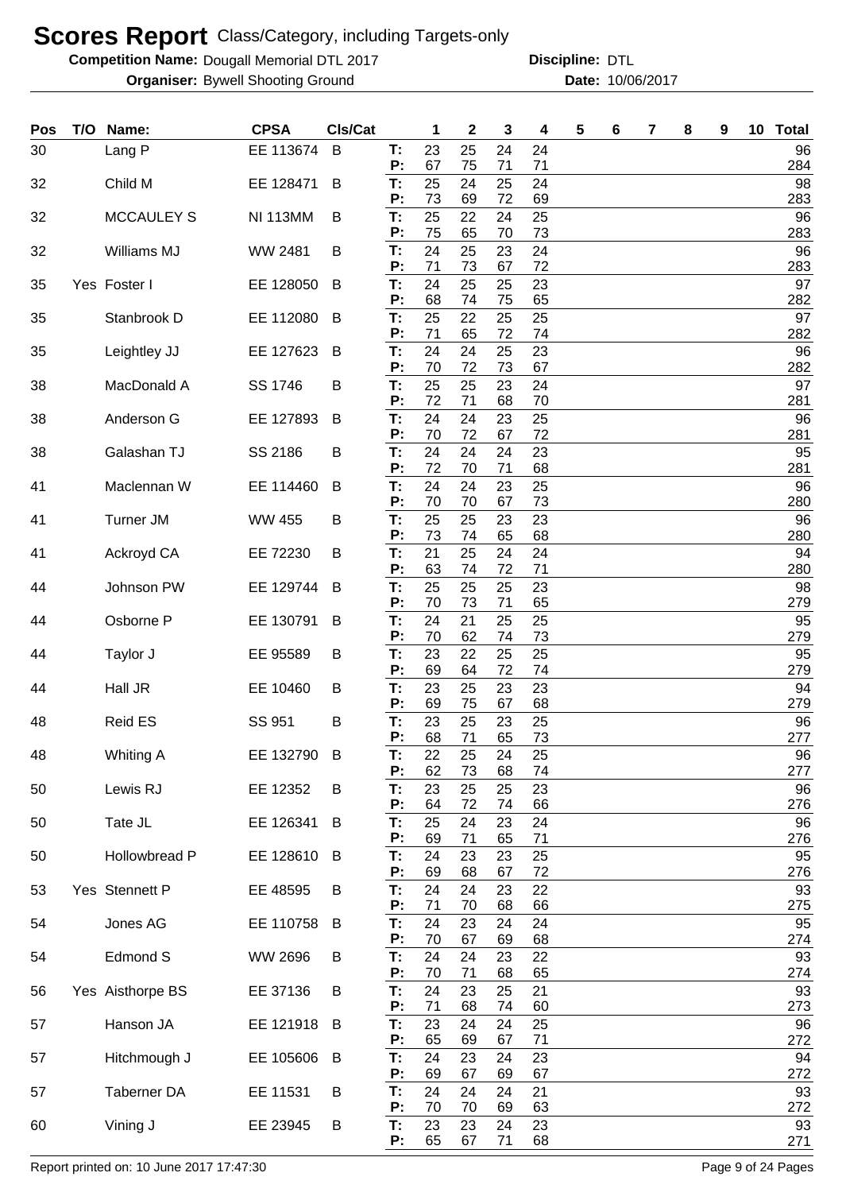# Scores Report Class/Category, including Targets-only

**Competition Name:** Dougall Memorial DTL 2017 **Discipline:** DTL

**Organiser:** Bywell Shooting Ground **Date:** 10/06/2017

| Pos | T/O | Name: | CPSA | Cls/Cat | | 1 | 2 | 3 | 4 | 5 | 6 | 7 | 8 | 9 | 10 | Total |
|---|---|---|---|---|---|---|---|---|---|---|---|---|---|---|---|---|
| 30 | | Lang P | EE 113674 | B | T: | 23 | 25 | 24 | 24 | | | | | | | 96 |
| | | | | | P: | 67 | 75 | 71 | 71 | | | | | | | 284 |
| 32 | | Child M | EE 128471 | B | T: | 25 | 24 | 25 | 24 | | | | | | | 98 |
| | | | | | P: | 73 | 69 | 72 | 69 | | | | | | | 283 |
| 32 | | MCCAULEY S | NI 113MM | B | T: | 25 | 22 | 24 | 25 | | | | | | | 96 |
| | | | | | P: | 75 | 65 | 70 | 73 | | | | | | | 283 |
| 32 | | Williams MJ | WW 2481 | B | T: | 24 | 25 | 23 | 24 | | | | | | | 96 |
| | | | | | P: | 71 | 73 | 67 | 72 | | | | | | | 283 |
| 35 | Yes | Foster I | EE 128050 | B | T: | 24 | 25 | 25 | 23 | | | | | | | 97 |
| | | | | | P: | 68 | 74 | 75 | 65 | | | | | | | 282 |
| 35 | | Stanbrook D | EE 112080 | B | T: | 25 | 22 | 25 | 25 | | | | | | | 97 |
| | | | | | P: | 71 | 65 | 72 | 74 | | | | | | | 282 |
| 35 | | Leightley JJ | EE 127623 | B | T: | 24 | 24 | 25 | 23 | | | | | | | 96 |
| | | | | | P: | 70 | 72 | 73 | 67 | | | | | | | 282 |
| 38 | | MacDonald A | SS 1746 | B | T: | 25 | 25 | 23 | 24 | | | | | | | 97 |
| | | | | | P: | 72 | 71 | 68 | 70 | | | | | | | 281 |
| 38 | | Anderson G | EE 127893 | B | T: | 24 | 24 | 23 | 25 | | | | | | | 96 |
| | | | | | P: | 70 | 72 | 67 | 72 | | | | | | | 281 |
| 38 | | Galashan TJ | SS 2186 | B | T: | 24 | 24 | 24 | 23 | | | | | | | 95 |
| | | | | | P: | 72 | 70 | 71 | 68 | | | | | | | 281 |
| 41 | | Maclennan W | EE 114460 | B | T: | 24 | 24 | 23 | 25 | | | | | | | 96 |
| | | | | | P: | 70 | 70 | 67 | 73 | | | | | | | 280 |
| 41 | | Turner JM | WW 455 | B | T: | 25 | 25 | 23 | 23 | | | | | | | 96 |
| | | | | | P: | 73 | 74 | 65 | 68 | | | | | | | 280 |
| 41 | | Ackroyd CA | EE 72230 | B | T: | 21 | 25 | 24 | 24 | | | | | | | 94 |
| | | | | | P: | 63 | 74 | 72 | 71 | | | | | | | 280 |
| 44 | | Johnson PW | EE 129744 | B | T: | 25 | 25 | 25 | 23 | | | | | | | 98 |
| | | | | | P: | 70 | 73 | 71 | 65 | | | | | | | 279 |
| 44 | | Osborne P | EE 130791 | B | T: | 24 | 21 | 25 | 25 | | | | | | | 95 |
| | | | | | P: | 70 | 62 | 74 | 73 | | | | | | | 279 |
| 44 | | Taylor J | EE 95589 | B | T: | 23 | 22 | 25 | 25 | | | | | | | 95 |
| | | | | | P: | 69 | 64 | 72 | 74 | | | | | | | 279 |
| 44 | | Hall JR | EE 10460 | B | T: | 23 | 25 | 23 | 23 | | | | | | | 94 |
| | | | | | P: | 69 | 75 | 67 | 68 | | | | | | | 279 |
| 48 | | Reid ES | SS 951 | B | T: | 23 | 25 | 23 | 25 | | | | | | | 96 |
| | | | | | P: | 68 | 71 | 65 | 73 | | | | | | | 277 |
| 48 | | Whiting A | EE 132790 | B | T: | 22 | 25 | 24 | 25 | | | | | | | 96 |
| | | | | | P: | 62 | 73 | 68 | 74 | | | | | | | 277 |
| 50 | | Lewis RJ | EE 12352 | B | T: | 23 | 25 | 25 | 23 | | | | | | | 96 |
| | | | | | P: | 64 | 72 | 74 | 66 | | | | | | | 276 |
| 50 | | Tate JL | EE 126341 | B | T: | 25 | 24 | 23 | 24 | | | | | | | 96 |
| | | | | | P: | 69 | 71 | 65 | 71 | | | | | | | 276 |
| 50 | | Hollowbread P | EE 128610 | B | T: | 24 | 23 | 23 | 25 | | | | | | | 95 |
| | | | | | P: | 69 | 68 | 67 | 72 | | | | | | | 276 |
| 53 | Yes | Stennett P | EE 48595 | B | T: | 24 | 24 | 23 | 22 | | | | | | | 93 |
| | | | | | P: | 71 | 70 | 68 | 66 | | | | | | | 275 |
| 54 | | Jones AG | EE 110758 | B | T: | 24 | 23 | 24 | 24 | | | | | | | 95 |
| | | | | | P: | 70 | 67 | 69 | 68 | | | | | | | 274 |
| 54 | | Edmond S | WW 2696 | B | T: | 24 | 24 | 23 | 22 | | | | | | | 93 |
| | | | | | P: | 70 | 71 | 68 | 65 | | | | | | | 274 |
| 56 | Yes | Aisthorpe BS | EE 37136 | B | T: | 24 | 23 | 25 | 21 | | | | | | | 93 |
| | | | | | P: | 71 | 68 | 74 | 60 | | | | | | | 273 |
| 57 | | Hanson JA | EE 121918 | B | T: | 23 | 24 | 24 | 25 | | | | | | | 96 |
| | | | | | P: | 65 | 69 | 67 | 71 | | | | | | | 272 |
| 57 | | Hitchmough J | EE 105606 | B | T: | 24 | 23 | 24 | 23 | | | | | | | 94 |
| | | | | | P: | 69 | 67 | 69 | 67 | | | | | | | 272 |
| 57 | | Taberner DA | EE 11531 | B | T: | 24 | 24 | 24 | 21 | | | | | | | 93 |
| | | | | | P: | 70 | 70 | 69 | 63 | | | | | | | 272 |
| 60 | | Vining J | EE 23945 | B | T: | 23 | 23 | 24 | 23 | | | | | | | 93 |
| | | | | | P: | 65 | 67 | 71 | 68 | | | | | | | 271 |

Report printed on: 10 June 2017 17:47:30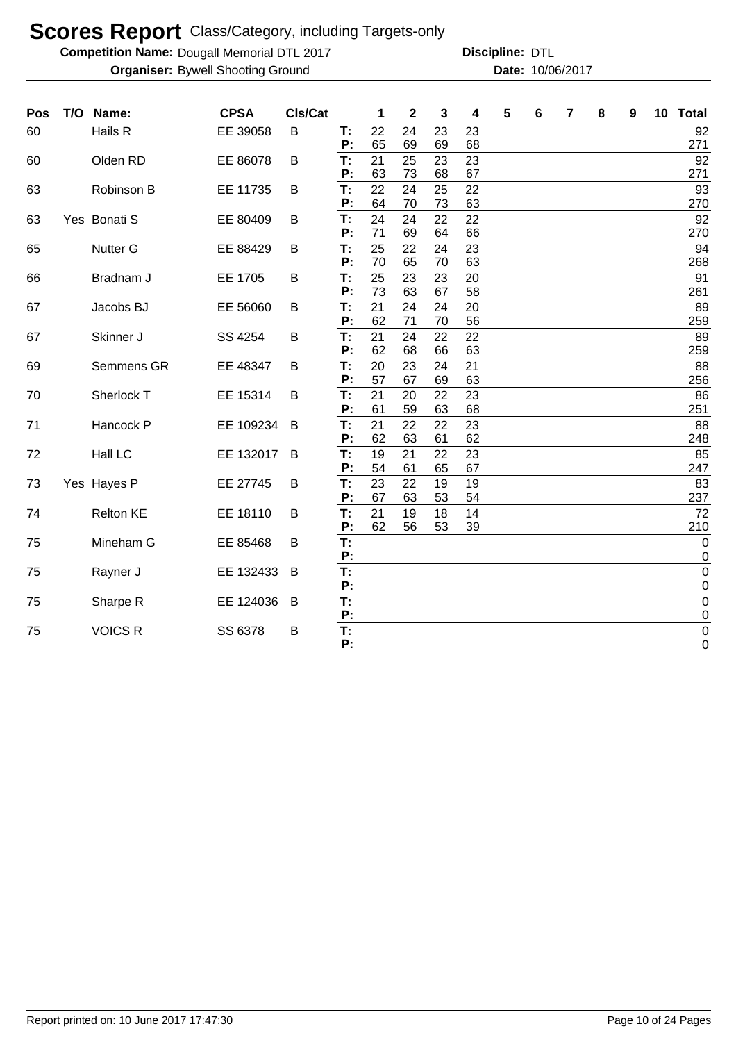# Scores Report Class/Category, including Targets-only

**Competition Name:** Dougall Memorial DTL 2017 **Discipline:** DTL

**Organiser:** Bywell Shooting Ground **Date:** 10/06/2017

| Pos | T/O | Name: | CPSA | Cls/Cat | | 1 | 2 | 3 | 4 | 5 | 6 | 7 | 8 | 9 | 10 | Total |
|---|---|---|---|---|---|---|---|---|---|---|---|---|---|---|---|---|
| 60 | | Hails R | EE 39058 | B | T: | 22 | 24 | 23 | 23 | | | | | | | 92 |
| | | | | | P: | 65 | 69 | 69 | 68 | | | | | | | 271 |
| 60 | | Olden RD | EE 86078 | B | T: | 21 | 25 | 23 | 23 | | | | | | | 92 |
| | | | | | P: | 63 | 73 | 68 | 67 | | | | | | | 271 |
| 63 | | Robinson B | EE 11735 | B | T: | 22 | 24 | 25 | 22 | | | | | | | 93 |
| | | | | | P: | 64 | 70 | 73 | 63 | | | | | | | 270 |
| 63 | Yes | Bonati S | EE 80409 | B | T: | 24 | 24 | 22 | 22 | | | | | | | 92 |
| | | | | | P: | 71 | 69 | 64 | 66 | | | | | | | 270 |
| 65 | | Nutter G | EE 88429 | B | T: | 25 | 22 | 24 | 23 | | | | | | | 94 |
| | | | | | P: | 70 | 65 | 70 | 63 | | | | | | | 268 |
| 66 | | Bradnam J | EE 1705 | B | T: | 25 | 23 | 23 | 20 | | | | | | | 91 |
| | | | | | P: | 73 | 63 | 67 | 58 | | | | | | | 261 |
| 67 | | Jacobs BJ | EE 56060 | B | T: | 21 | 24 | 24 | 20 | | | | | | | 89 |
| | | | | | P: | 62 | 71 | 70 | 56 | | | | | | | 259 |
| 67 | | Skinner J | SS 4254 | B | T: | 21 | 24 | 22 | 22 | | | | | | | 89 |
| | | | | | P: | 62 | 68 | 66 | 63 | | | | | | | 259 |
| 69 | | Semmens GR | EE 48347 | B | T: | 20 | 23 | 24 | 21 | | | | | | | 88 |
| | | | | | P: | 57 | 67 | 69 | 63 | | | | | | | 256 |
| 70 | | Sherlock T | EE 15314 | B | T: | 21 | 20 | 22 | 23 | | | | | | | 86 |
| | | | | | P: | 61 | 59 | 63 | 68 | | | | | | | 251 |
| 71 | | Hancock P | EE 109234 | B | T: | 21 | 22 | 22 | 23 | | | | | | | 88 |
| | | | | | P: | 62 | 63 | 61 | 62 | | | | | | | 248 |
| 72 | | Hall LC | EE 132017 | B | T: | 19 | 21 | 22 | 23 | | | | | | | 85 |
| | | | | | P: | 54 | 61 | 65 | 67 | | | | | | | 247 |
| 73 | Yes | Hayes P | EE 27745 | B | T: | 23 | 22 | 19 | 19 | | | | | | | 83 |
| | | | | | P: | 67 | 63 | 53 | 54 | | | | | | | 237 |
| 74 | | Relton KE | EE 18110 | B | T: | 21 | 19 | 18 | 14 | | | | | | | 72 |
| | | | | | P: | 62 | 56 | 53 | 39 | | | | | | | 210 |
| 75 | | Mineham G | EE 85468 | B | T: | | | | | | | | | | | 0 |
| | | | | | P: | | | | | | | | | | | 0 |
| 75 | | Rayner J | EE 132433 | B | T: | | | | | | | | | | | 0 |
| | | | | | P: | | | | | | | | | | | 0 |
| 75 | | Sharpe R | EE 124036 | B | T: | | | | | | | | | | | 0 |
| | | | | | P: | | | | | | | | | | | 0 |
| 75 | | VOICS R | SS 6378 | B | T: | | | | | | | | | | | 0 |
| | | | | | P: | | | | | | | | | | | 0 |

Report printed on: 10 June 2017 17:47:30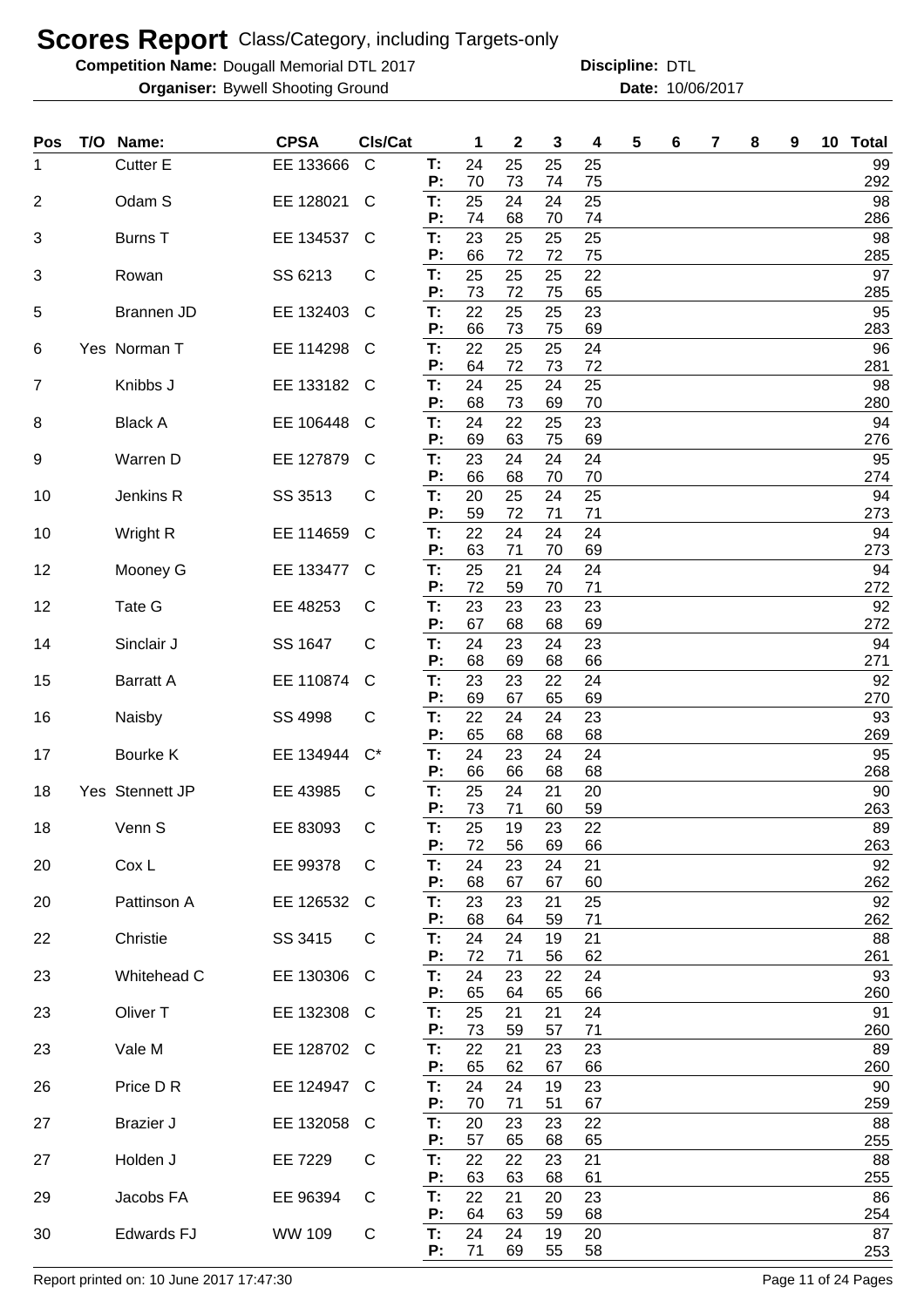# Scores Report Class/Category, including Targets-only

**Competition Name:** Dougall Memorial DTL 2017 **Discipline:** DTL

**Organiser:** Bywell Shooting Ground **Date:** 10/06/2017

| Pos | T/O | Name: | CPSA | Cls/Cat | | 1 | 2 | 3 | 4 | 5 | 6 | 7 | 8 | 9 | 10 | Total |
|---|---|---|---|---|---|---|---|---|---|---|---|---|---|---|---|---|
| 1 | | Cutter E | EE 133666 | C | T: | 24 | 25 | 25 | 25 | | | | | | | 99 |
| | | | | | P: | 70 | 73 | 74 | 75 | | | | | | | 292 |
| 2 | | Odam S | EE 128021 | C | T: | 25 | 24 | 24 | 25 | | | | | | | 98 |
| | | | | | P: | 74 | 68 | 70 | 74 | | | | | | | 286 |
| 3 | | Burns T | EE 134537 | C | T: | 23 | 25 | 25 | 25 | | | | | | | 98 |
| | | | | | P: | 66 | 72 | 72 | 75 | | | | | | | 285 |
| 3 | | Rowan | SS 6213 | C | T: | 25 | 25 | 25 | 22 | | | | | | | 97 |
| | | | | | P: | 73 | 72 | 75 | 65 | | | | | | | 285 |
| 5 | | Brannen JD | EE 132403 | C | T: | 22 | 25 | 25 | 23 | | | | | | | 95 |
| | | | | | P: | 66 | 73 | 75 | 69 | | | | | | | 283 |
| 6 | Yes | Norman T | EE 114298 | C | T: | 22 | 25 | 25 | 24 | | | | | | | 96 |
| | | | | | P: | 64 | 72 | 73 | 72 | | | | | | | 281 |
| 7 | | Knibbs J | EE 133182 | C | T: | 24 | 25 | 24 | 25 | | | | | | | 98 |
| | | | | | P: | 68 | 73 | 69 | 70 | | | | | | | 280 |
| 8 | | Black A | EE 106448 | C | T: | 24 | 22 | 25 | 23 | | | | | | | 94 |
| | | | | | P: | 69 | 63 | 75 | 69 | | | | | | | 276 |
| 9 | | Warren D | EE 127879 | C | T: | 23 | 24 | 24 | 24 | | | | | | | 95 |
| | | | | | P: | 66 | 68 | 70 | 70 | | | | | | | 274 |
| 10 | | Jenkins R | SS 3513 | C | T: | 20 | 25 | 24 | 25 | | | | | | | 94 |
| | | | | | P: | 59 | 72 | 71 | 71 | | | | | | | 273 |
| 10 | | Wright R | EE 114659 | C | T: | 22 | 24 | 24 | 24 | | | | | | | 94 |
| | | | | | P: | 63 | 71 | 70 | 69 | | | | | | | 273 |
| 12 | | Mooney G | EE 133477 | C | T: | 25 | 21 | 24 | 24 | | | | | | | 94 |
| | | | | | P: | 72 | 59 | 70 | 71 | | | | | | | 272 |
| 12 | | Tate G | EE 48253 | C | T: | 23 | 23 | 23 | 23 | | | | | | | 92 |
| | | | | | P: | 67 | 68 | 68 | 69 | | | | | | | 272 |
| 14 | | Sinclair J | SS 1647 | C | T: | 24 | 23 | 24 | 23 | | | | | | | 94 |
| | | | | | P: | 68 | 69 | 68 | 66 | | | | | | | 271 |
| 15 | | Barratt A | EE 110874 | C | T: | 23 | 23 | 22 | 24 | | | | | | | 92 |
| | | | | | P: | 69 | 67 | 65 | 69 | | | | | | | 270 |
| 16 | | Naisby | SS 4998 | C | T: | 22 | 24 | 24 | 23 | | | | | | | 93 |
| | | | | | P: | 65 | 68 | 68 | 68 | | | | | | | 269 |
| 17 | | Bourke K | EE 134944 | C* | T: | 24 | 23 | 24 | 24 | | | | | | | 95 |
| | | | | | P: | 66 | 66 | 68 | 68 | | | | | | | 268 |
| 18 | Yes | Stennett JP | EE 43985 | C | T: | 25 | 24 | 21 | 20 | | | | | | | 90 |
| | | | | | P: | 73 | 71 | 60 | 59 | | | | | | | 263 |
| 18 | | Venn S | EE 83093 | C | T: | 25 | 19 | 23 | 22 | | | | | | | 89 |
| | | | | | P: | 72 | 56 | 69 | 66 | | | | | | | 263 |
| 20 | | Cox L | EE 99378 | C | T: | 24 | 23 | 24 | 21 | | | | | | | 92 |
| | | | | | P: | 68 | 67 | 67 | 60 | | | | | | | 262 |
| 20 | | Pattinson A | EE 126532 | C | T: | 23 | 23 | 21 | 25 | | | | | | | 92 |
| | | | | | P: | 68 | 64 | 59 | 71 | | | | | | | 262 |
| 22 | | Christie | SS 3415 | C | T: | 24 | 24 | 19 | 21 | | | | | | | 88 |
| | | | | | P: | 72 | 71 | 56 | 62 | | | | | | | 261 |
| 23 | | Whitehead C | EE 130306 | C | T: | 24 | 23 | 22 | 24 | | | | | | | 93 |
| | | | | | P: | 65 | 64 | 65 | 66 | | | | | | | 260 |
| 23 | | Oliver T | EE 132308 | C | T: | 25 | 21 | 21 | 24 | | | | | | | 91 |
| | | | | | P: | 73 | 59 | 57 | 71 | | | | | | | 260 |
| 23 | | Vale M | EE 128702 | C | T: | 22 | 21 | 23 | 23 | | | | | | | 89 |
| | | | | | P: | 65 | 62 | 67 | 66 | | | | | | | 260 |
| 26 | | Price D R | EE 124947 | C | T: | 24 | 24 | 19 | 23 | | | | | | | 90 |
| | | | | | P: | 70 | 71 | 51 | 67 | | | | | | | 259 |
| 27 | | Brazier J | EE 132058 | C | T: | 20 | 23 | 23 | 22 | | | | | | | 88 |
| | | | | | P: | 57 | 65 | 68 | 65 | | | | | | | 255 |
| 27 | | Holden J | EE 7229 | C | T: | 22 | 22 | 23 | 21 | | | | | | | 88 |
| | | | | | P: | 63 | 63 | 68 | 61 | | | | | | | 255 |
| 29 | | Jacobs FA | EE 96394 | C | T: | 22 | 21 | 20 | 23 | | | | | | | 86 |
| | | | | | P: | 64 | 63 | 59 | 68 | | | | | | | 254 |
| 30 | | Edwards FJ | WW 109 | C | T: | 24 | 24 | 19 | 20 | | | | | | | 87 |
| | | | | | P: | 71 | 69 | 55 | 58 | | | | | | | 253 |

Report printed on: 10 June 2017 17:47:30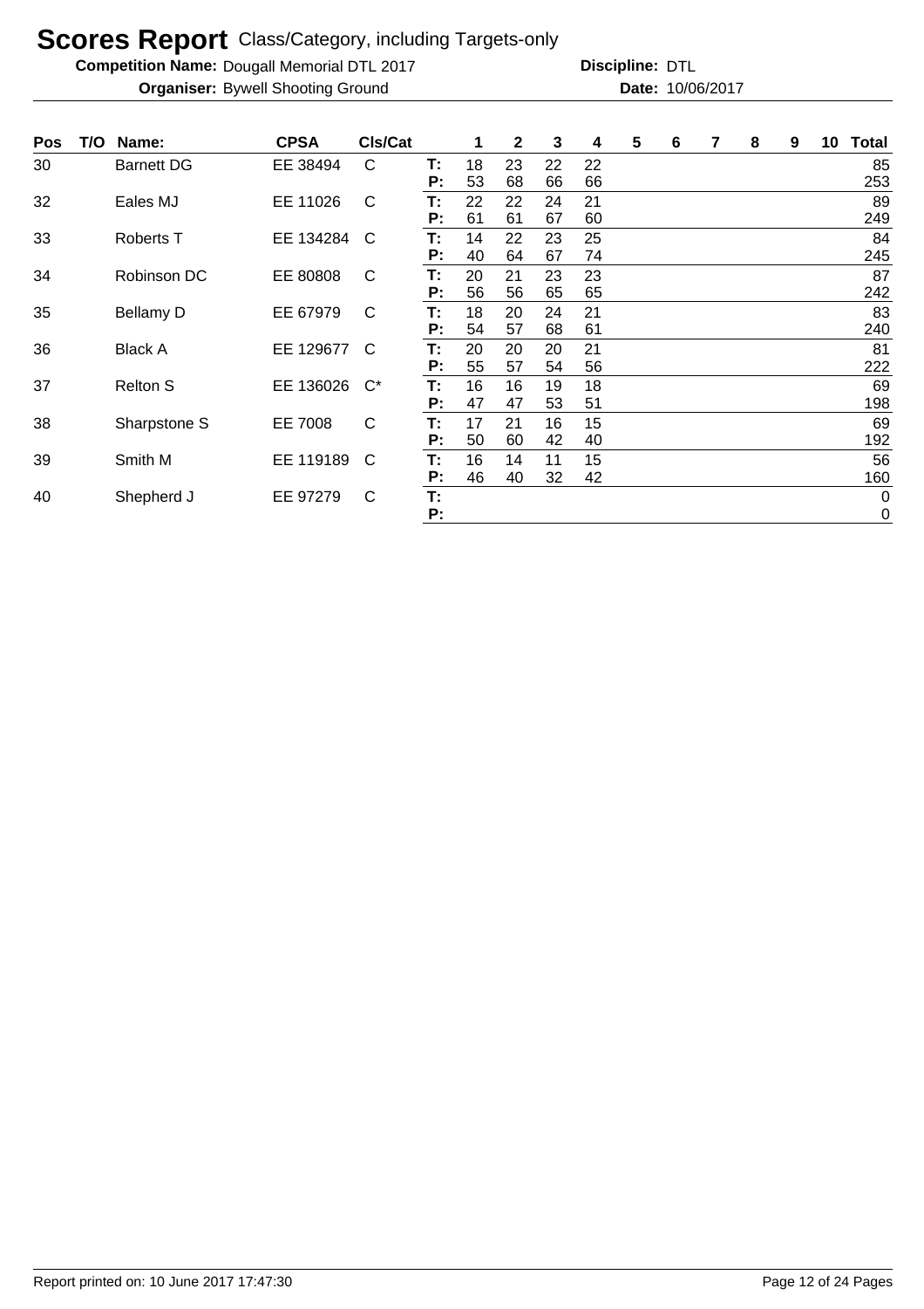# Scores Report Class/Category, including Targets-only

**Competition Name:** Dougall Memorial DTL 2017 **Discipline:** DTL

**Organiser:** Bywell Shooting Ground **Date:** 10/06/2017

| Pos | T/O | Name: | CPSA | Cls/Cat | | 1 | 2 | 3 | 4 | 5 | 6 | 7 | 8 | 9 | 10 | Total |
|---|---|---|---|---|---|---|---|---|---|---|---|---|---|---|---|---|
| 30 | | Barnett DG | EE 38494 | C | T: | 18 | 23 | 22 | 22 | | | | | | | 85 |
| | | | | | P: | 53 | 68 | 66 | 66 | | | | | | | 253 |
| 32 | | Eales MJ | EE 11026 | C | T: | 22 | 22 | 24 | 21 | | | | | | | 89 |
| | | | | | P: | 61 | 61 | 67 | 60 | | | | | | | 249 |
| 33 | | Roberts T | EE 134284 | C | T: | 14 | 22 | 23 | 25 | | | | | | | 84 |
| | | | | | P: | 40 | 64 | 67 | 74 | | | | | | | 245 |
| 34 | | Robinson DC | EE 80808 | C | T: | 20 | 21 | 23 | 23 | | | | | | | 87 |
| | | | | | P: | 56 | 56 | 65 | 65 | | | | | | | 242 |
| 35 | | Bellamy D | EE 67979 | C | T: | 18 | 20 | 24 | 21 | | | | | | | 83 |
| | | | | | P: | 54 | 57 | 68 | 61 | | | | | | | 240 |
| 36 | | Black A | EE 129677 | C | T: | 20 | 20 | 20 | 21 | | | | | | | 81 |
| | | | | | P: | 55 | 57 | 54 | 56 | | | | | | | 222 |
| 37 | | Relton S | EE 136026 | C* | T: | 16 | 16 | 19 | 18 | | | | | | | 69 |
| | | | | | P: | 47 | 47 | 53 | 51 | | | | | | | 198 |
| 38 | | Sharpstone S | EE 7008 | C | T: | 17 | 21 | 16 | 15 | | | | | | | 69 |
| | | | | | P: | 50 | 60 | 42 | 40 | | | | | | | 192 |
| 39 | | Smith M | EE 119189 | C | T: | 16 | 14 | 11 | 15 | | | | | | | 56 |
| | | | | | P: | 46 | 40 | 32 | 42 | | | | | | | 160 |
| 40 | | Shepherd J | EE 97279 | C | T: | | | | | | | | | | | 0 |
| | | | | | P: | | | | | | | | | | | 0 |

Report printed on: 10 June 2017 17:47:30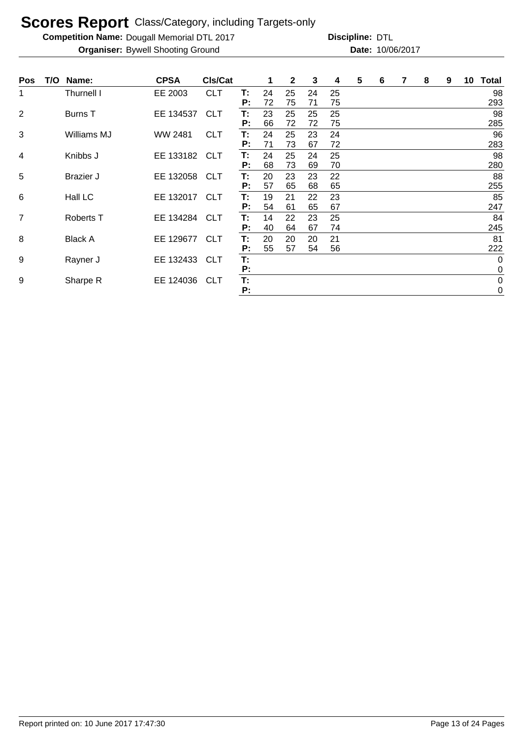# Scores Report Class/Category, including Targets-only

**Competition Name:** Dougall Memorial DTL 2017 **Discipline:** DTL
**Organiser:** Bywell Shooting Ground **Date:** 10/06/2017

| Pos | T/O | Name: | CPSA | Cls/Cat | | 1 | 2 | 3 | 4 | 5 | 6 | 7 | 8 | 9 | 10 | Total |
|---|---|---|---|---|---|---|---|---|---|---|---|---|---|---|---|---|
| 1 | | Thurnell I | EE 2003 | CLT | T: | 24 | 25 | 24 | 25 | | | | | | | 98 |
| | | | | | P: | 72 | 75 | 71 | 75 | | | | | | | 293 |
| 2 | | Burns T | EE 134537 | CLT | T: | 23 | 25 | 25 | 25 | | | | | | | 98 |
| | | | | | P: | 66 | 72 | 72 | 75 | | | | | | | 285 |
| 3 | | Williams MJ | WW 2481 | CLT | T: | 24 | 25 | 23 | 24 | | | | | | | 96 |
| | | | | | P: | 71 | 73 | 67 | 72 | | | | | | | 283 |
| 4 | | Knibbs J | EE 133182 | CLT | T: | 24 | 25 | 24 | 25 | | | | | | | 98 |
| | | | | | P: | 68 | 73 | 69 | 70 | | | | | | | 280 |
| 5 | | Brazier J | EE 132058 | CLT | T: | 20 | 23 | 23 | 22 | | | | | | | 88 |
| | | | | | P: | 57 | 65 | 68 | 65 | | | | | | | 255 |
| 6 | | Hall LC | EE 132017 | CLT | T: | 19 | 21 | 22 | 23 | | | | | | | 85 |
| | | | | | P: | 54 | 61 | 65 | 67 | | | | | | | 247 |
| 7 | | Roberts T | EE 134284 | CLT | T: | 14 | 22 | 23 | 25 | | | | | | | 84 |
| | | | | | P: | 40 | 64 | 67 | 74 | | | | | | | 245 |
| 8 | | Black A | EE 129677 | CLT | T: | 20 | 20 | 20 | 21 | | | | | | | 81 |
| | | | | | P: | 55 | 57 | 54 | 56 | | | | | | | 222 |
| 9 | | Rayner J | EE 132433 | CLT | T: | | | | | | | | | | | 0 |
| | | | | | P: | | | | | | | | | | | 0 |
| 9 | | Sharpe R | EE 124036 | CLT | T: | | | | | | | | | | | 0 |
| | | | | | P: | | | | | | | | | | | 0 |

Report printed on: 10 June 2017 17:47:30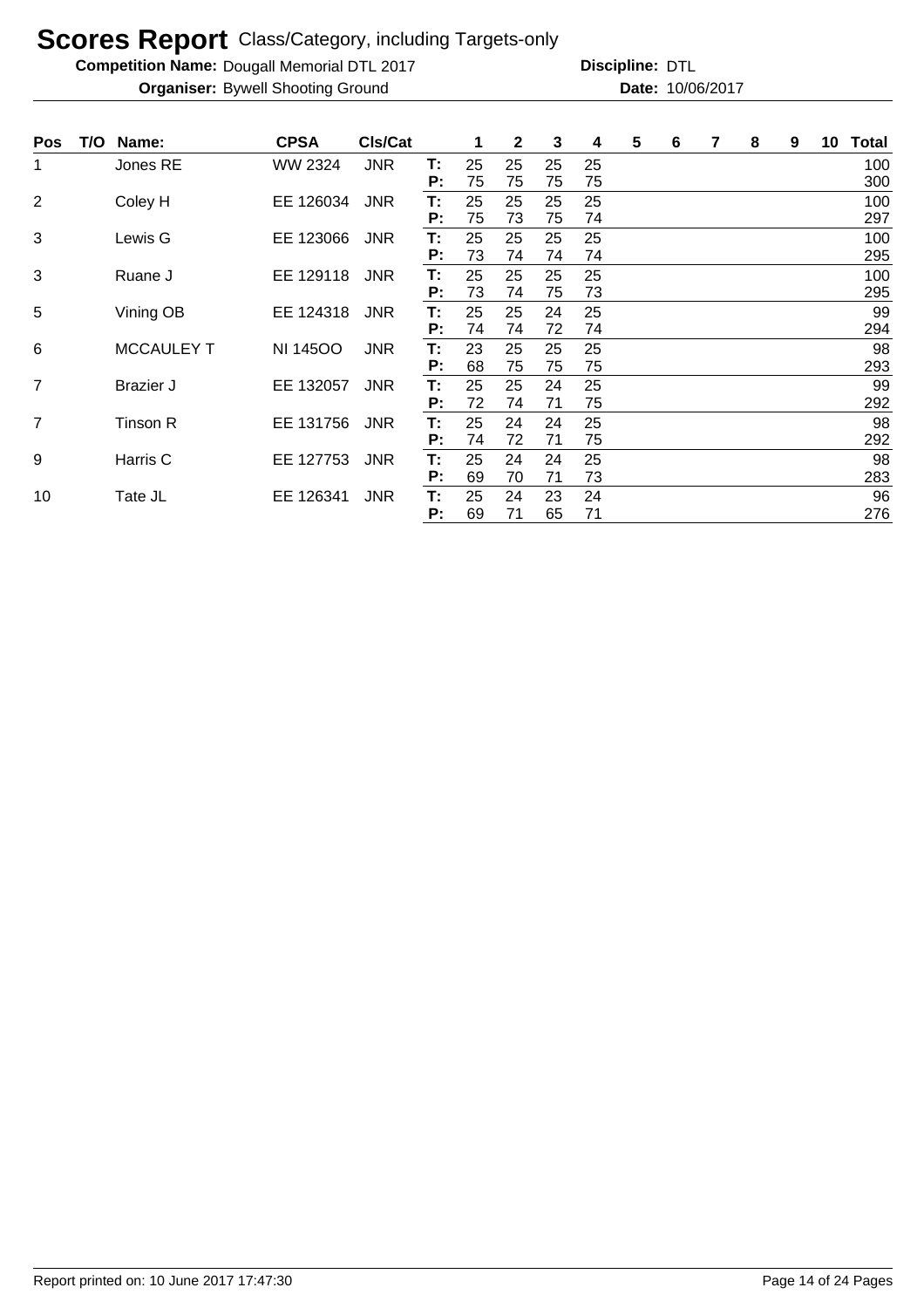# Scores Report Class/Category, including Targets-only

**Competition Name:** Dougall Memorial DTL 2017 **Discipline:** DTL

**Organiser:** Bywell Shooting Ground **Date:** 10/06/2017

| Pos | T/O | Name: | CPSA | Cls/Cat | | 1 | 2 | 3 | 4 | 5 | 6 | 7 | 8 | 9 | 10 | Total |
|---|---|---|---|---|---|---|---|---|---|---|---|---|---|---|---|---|
| 1 | | Jones RE | WW 2324 | JNR | T: | 25 | 25 | 25 | 25 | | | | | | | 100 |
| | | | | | P: | 75 | 75 | 75 | 75 | | | | | | | 300 |
| 2 | | Coley H | EE 126034 | JNR | T: | 25 | 25 | 25 | 25 | | | | | | | 100 |
| | | | | | P: | 75 | 73 | 75 | 74 | | | | | | | 297 |
| 3 | | Lewis G | EE 123066 | JNR | T: | 25 | 25 | 25 | 25 | | | | | | | 100 |
| | | | | | P: | 73 | 74 | 74 | 74 | | | | | | | 295 |
| 3 | | Ruane J | EE 129118 | JNR | T: | 25 | 25 | 25 | 25 | | | | | | | 100 |
| | | | | | P: | 73 | 74 | 75 | 73 | | | | | | | 295 |
| 5 | | Vining OB | EE 124318 | JNR | T: | 25 | 25 | 24 | 25 | | | | | | | 99 |
| | | | | | P: | 74 | 74 | 72 | 74 | | | | | | | 294 |
| 6 | | MCCAULEY T | NI 145OO | JNR | T: | 23 | 25 | 25 | 25 | | | | | | | 98 |
| | | | | | P: | 68 | 75 | 75 | 75 | | | | | | | 293 |
| 7 | | Brazier J | EE 132057 | JNR | T: | 25 | 25 | 24 | 25 | | | | | | | 99 |
| | | | | | P: | 72 | 74 | 71 | 75 | | | | | | | 292 |
| 7 | | Tinson R | EE 131756 | JNR | T: | 25 | 24 | 24 | 25 | | | | | | | 98 |
| | | | | | P: | 74 | 72 | 71 | 75 | | | | | | | 292 |
| 9 | | Harris C | EE 127753 | JNR | T: | 25 | 24 | 24 | 25 | | | | | | | 98 |
| | | | | | P: | 69 | 70 | 71 | 73 | | | | | | | 283 |
| 10 | | Tate JL | EE 126341 | JNR | T: | 25 | 24 | 23 | 24 | | | | | | | 96 |
| | | | | | P: | 69 | 71 | 65 | 71 | | | | | | | 276 |

Report printed on: 10 June 2017 17:47:30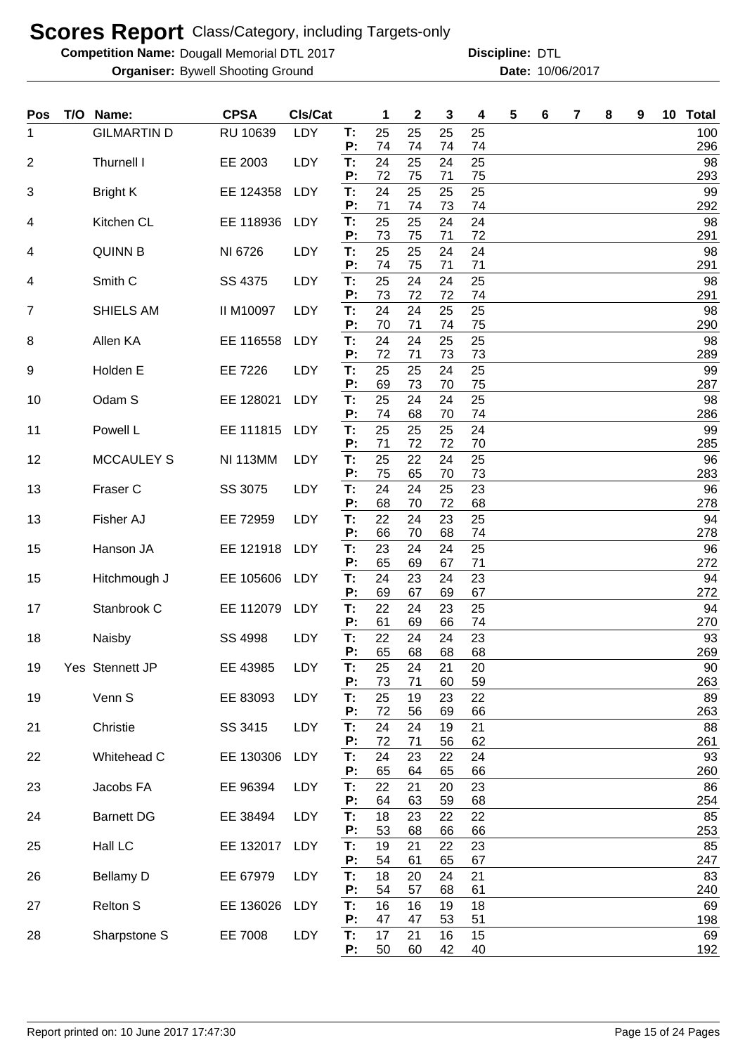# Scores Report Class/Category, including Targets-only

**Competition Name:** Dougall Memorial DTL 2017 **Discipline:** DTL
**Organiser:** Bywell Shooting Ground **Date:** 10/06/2017

| Pos | T/O | Name: | CPSA | Cls/Cat | | 1 | 2 | 3 | 4 | 5 | 6 | 7 | 8 | 9 | 10 | Total |
|---|---|---|---|---|---|---|---|---|---|---|---|---|---|---|---|---|
| 1 | | GILMARTIN D | RU 10639 | LDY | T: | 25 | 25 | 25 | 25 | | | | | | | 100 |
| | | | | | P: | 74 | 74 | 74 | 74 | | | | | | | 296 |
| 2 | | Thurnell I | EE 2003 | LDY | T: | 24 | 25 | 24 | 25 | | | | | | | 98 |
| | | | | | P: | 72 | 75 | 71 | 75 | | | | | | | 293 |
| 3 | | Bright K | EE 124358 | LDY | T: | 24 | 25 | 25 | 25 | | | | | | | 99 |
| | | | | | P: | 71 | 74 | 73 | 74 | | | | | | | 292 |
| 4 | | Kitchen CL | EE 118936 | LDY | T: | 25 | 25 | 24 | 24 | | | | | | | 98 |
| | | | | | P: | 73 | 75 | 71 | 72 | | | | | | | 291 |
| 4 | | QUINN B | NI 6726 | LDY | T: | 25 | 25 | 24 | 24 | | | | | | | 98 |
| | | | | | P: | 74 | 75 | 71 | 71 | | | | | | | 291 |
| 4 | | Smith C | SS 4375 | LDY | T: | 25 | 24 | 24 | 25 | | | | | | | 98 |
| | | | | | P: | 73 | 72 | 72 | 74 | | | | | | | 291 |
| 7 | | SHIELS AM | II M10097 | LDY | T: | 24 | 24 | 25 | 25 | | | | | | | 98 |
| | | | | | P: | 70 | 71 | 74 | 75 | | | | | | | 290 |
| 8 | | Allen KA | EE 116558 | LDY | T: | 24 | 24 | 25 | 25 | | | | | | | 98 |
| | | | | | P: | 72 | 71 | 73 | 73 | | | | | | | 289 |
| 9 | | Holden E | EE 7226 | LDY | T: | 25 | 25 | 24 | 25 | | | | | | | 99 |
| | | | | | P: | 69 | 73 | 70 | 75 | | | | | | | 287 |
| 10 | | Odam S | EE 128021 | LDY | T: | 25 | 24 | 24 | 25 | | | | | | | 98 |
| | | | | | P: | 74 | 68 | 70 | 74 | | | | | | | 286 |
| 11 | | Powell L | EE 111815 | LDY | T: | 25 | 25 | 25 | 24 | | | | | | | 99 |
| | | | | | P: | 71 | 72 | 72 | 70 | | | | | | | 285 |
| 12 | | MCCAULEY S | NI 113MM | LDY | T: | 25 | 22 | 24 | 25 | | | | | | | 96 |
| | | | | | P: | 75 | 65 | 70 | 73 | | | | | | | 283 |
| 13 | | Fraser C | SS 3075 | LDY | T: | 24 | 24 | 25 | 23 | | | | | | | 96 |
| | | | | | P: | 68 | 70 | 72 | 68 | | | | | | | 278 |
| 13 | | Fisher AJ | EE 72959 | LDY | T: | 22 | 24 | 23 | 25 | | | | | | | 94 |
| | | | | | P: | 66 | 70 | 68 | 74 | | | | | | | 278 |
| 15 | | Hanson JA | EE 121918 | LDY | T: | 23 | 24 | 24 | 25 | | | | | | | 96 |
| | | | | | P: | 65 | 69 | 67 | 71 | | | | | | | 272 |
| 15 | | Hitchmough J | EE 105606 | LDY | T: | 24 | 23 | 24 | 23 | | | | | | | 94 |
| | | | | | P: | 69 | 67 | 69 | 67 | | | | | | | 272 |
| 17 | | Stanbrook C | EE 112079 | LDY | T: | 22 | 24 | 23 | 25 | | | | | | | 94 |
| | | | | | P: | 61 | 69 | 66 | 74 | | | | | | | 270 |
| 18 | | Naisby | SS 4998 | LDY | T: | 22 | 24 | 24 | 23 | | | | | | | 93 |
| | | | | | P: | 65 | 68 | 68 | 68 | | | | | | | 269 |
| 19 | Yes | Stennett JP | EE 43985 | LDY | T: | 25 | 24 | 21 | 20 | | | | | | | 90 |
| | | | | | P: | 73 | 71 | 60 | 59 | | | | | | | 263 |
| 19 | | Venn S | EE 83093 | LDY | T: | 25 | 19 | 23 | 22 | | | | | | | 89 |
| | | | | | P: | 72 | 56 | 69 | 66 | | | | | | | 263 |
| 21 | | Christie | SS 3415 | LDY | T: | 24 | 24 | 19 | 21 | | | | | | | 88 |
| | | | | | P: | 72 | 71 | 56 | 62 | | | | | | | 261 |
| 22 | | Whitehead C | EE 130306 | LDY | T: | 24 | 23 | 22 | 24 | | | | | | | 93 |
| | | | | | P: | 65 | 64 | 65 | 66 | | | | | | | 260 |
| 23 | | Jacobs FA | EE 96394 | LDY | T: | 22 | 21 | 20 | 23 | | | | | | | 86 |
| | | | | | P: | 64 | 63 | 59 | 68 | | | | | | | 254 |
| 24 | | Barnett DG | EE 38494 | LDY | T: | 18 | 23 | 22 | 22 | | | | | | | 85 |
| | | | | | P: | 53 | 68 | 66 | 66 | | | | | | | 253 |
| 25 | | Hall LC | EE 132017 | LDY | T: | 19 | 21 | 22 | 23 | | | | | | | 85 |
| | | | | | P: | 54 | 61 | 65 | 67 | | | | | | | 247 |
| 26 | | Bellamy D | EE 67979 | LDY | T: | 18 | 20 | 24 | 21 | | | | | | | 83 |
| | | | | | P: | 54 | 57 | 68 | 61 | | | | | | | 240 |
| 27 | | Relton S | EE 136026 | LDY | T: | 16 | 16 | 19 | 18 | | | | | | | 69 |
| | | | | | P: | 47 | 47 | 53 | 51 | | | | | | | 198 |
| 28 | | Sharpstone S | EE 7008 | LDY | T: | 17 | 21 | 16 | 15 | | | | | | | 69 |
| | | | | | P: | 50 | 60 | 42 | 40 | | | | | | | 192 |

Report printed on: 10 June 2017 17:47:30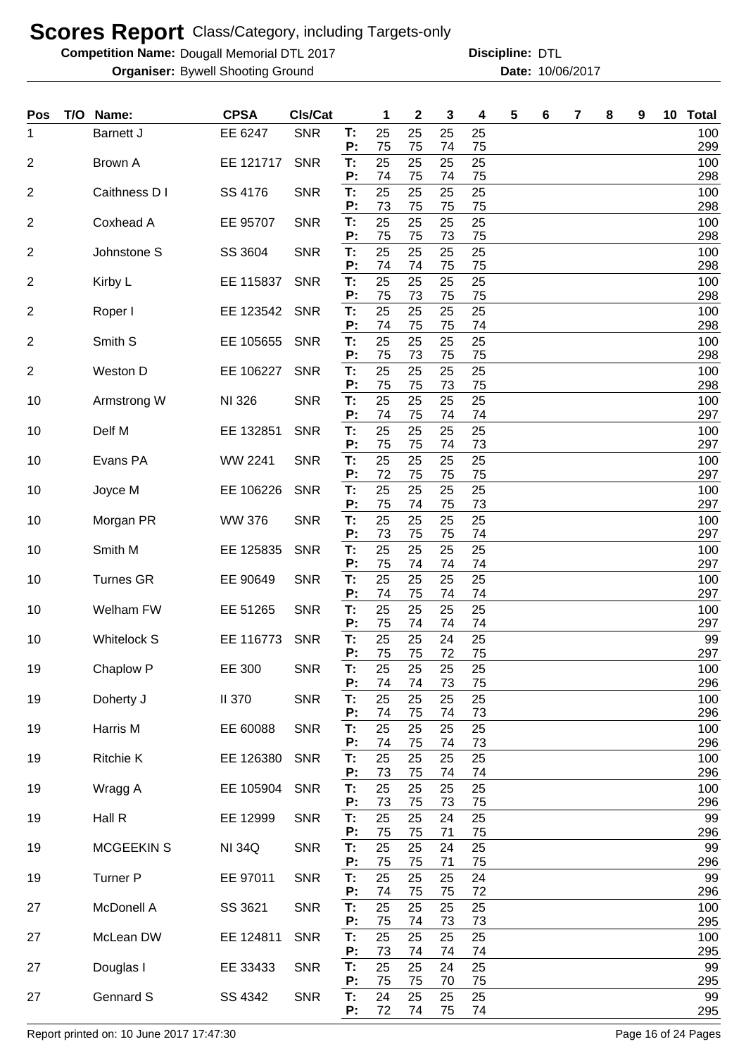# Scores Report Class/Category, including Targets-only

**Competition Name:** Dougall Memorial DTL 2017 **Discipline:** DTL

**Organiser:** Bywell Shooting Ground **Date:** 10/06/2017

| Pos | T/O | Name: | CPSA | Cls/Cat | | 1 | 2 | 3 | 4 | 5 | 6 | 7 | 8 | 9 | 10 | Total |
|---|---|---|---|---|---|---|---|---|---|---|---|---|---|---|---|---|
| 1 | | Barnett J | EE 6247 | SNR | T: | 25 | 25 | 25 | 25 | | | | | | | 100 |
| | | | | | P: | 75 | 75 | 74 | 75 | | | | | | | 299 |
| 2 | | Brown A | EE 121717 | SNR | T: | 25 | 25 | 25 | 25 | | | | | | | 100 |
| | | | | | P: | 74 | 75 | 74 | 75 | | | | | | | 298 |
| 2 | | Caithness D I | SS 4176 | SNR | T: | 25 | 25 | 25 | 25 | | | | | | | 100 |
| | | | | | P: | 73 | 75 | 75 | 75 | | | | | | | 298 |
| 2 | | Coxhead A | EE 95707 | SNR | T: | 25 | 25 | 25 | 25 | | | | | | | 100 |
| | | | | | P: | 75 | 75 | 73 | 75 | | | | | | | 298 |
| 2 | | Johnstone S | SS 3604 | SNR | T: | 25 | 25 | 25 | 25 | | | | | | | 100 |
| | | | | | P: | 74 | 74 | 75 | 75 | | | | | | | 298 |
| 2 | | Kirby L | EE 115837 | SNR | T: | 25 | 25 | 25 | 25 | | | | | | | 100 |
| | | | | | P: | 75 | 73 | 75 | 75 | | | | | | | 298 |
| 2 | | Roper I | EE 123542 | SNR | T: | 25 | 25 | 25 | 25 | | | | | | | 100 |
| | | | | | P: | 74 | 75 | 75 | 74 | | | | | | | 298 |
| 2 | | Smith S | EE 105655 | SNR | T: | 25 | 25 | 25 | 25 | | | | | | | 100 |
| | | | | | P: | 75 | 73 | 75 | 75 | | | | | | | 298 |
| 2 | | Weston D | EE 106227 | SNR | T: | 25 | 25 | 25 | 25 | | | | | | | 100 |
| | | | | | P: | 75 | 75 | 73 | 75 | | | | | | | 298 |
| 10 | | Armstrong W | NI 326 | SNR | T: | 25 | 25 | 25 | 25 | | | | | | | 100 |
| | | | | | P: | 74 | 75 | 74 | 74 | | | | | | | 297 |
| 10 | | Delf M | EE 132851 | SNR | T: | 25 | 25 | 25 | 25 | | | | | | | 100 |
| | | | | | P: | 75 | 75 | 74 | 73 | | | | | | | 297 |
| 10 | | Evans PA | WW 2241 | SNR | T: | 25 | 25 | 25 | 25 | | | | | | | 100 |
| | | | | | P: | 72 | 75 | 75 | 75 | | | | | | | 297 |
| 10 | | Joyce M | EE 106226 | SNR | T: | 25 | 25 | 25 | 25 | | | | | | | 100 |
| | | | | | P: | 75 | 74 | 75 | 73 | | | | | | | 297 |
| 10 | | Morgan PR | WW 376 | SNR | T: | 25 | 25 | 25 | 25 | | | | | | | 100 |
| | | | | | P: | 73 | 75 | 75 | 74 | | | | | | | 297 |
| 10 | | Smith M | EE 125835 | SNR | T: | 25 | 25 | 25 | 25 | | | | | | | 100 |
| | | | | | P: | 75 | 74 | 74 | 74 | | | | | | | 297 |
| 10 | | Turnes GR | EE 90649 | SNR | T: | 25 | 25 | 25 | 25 | | | | | | | 100 |
| | | | | | P: | 74 | 75 | 74 | 74 | | | | | | | 297 |
| 10 | | Welham FW | EE 51265 | SNR | T: | 25 | 25 | 25 | 25 | | | | | | | 100 |
| | | | | | P: | 75 | 74 | 74 | 74 | | | | | | | 297 |
| 10 | | Whitelock S | EE 116773 | SNR | T: | 25 | 25 | 24 | 25 | | | | | | | 99 |
| | | | | | P: | 75 | 75 | 72 | 75 | | | | | | | 297 |
| 19 | | Chaplow P | EE 300 | SNR | T: | 25 | 25 | 25 | 25 | | | | | | | 100 |
| | | | | | P: | 74 | 74 | 73 | 75 | | | | | | | 296 |
| 19 | | Doherty J | II 370 | SNR | T: | 25 | 25 | 25 | 25 | | | | | | | 100 |
| | | | | | P: | 74 | 75 | 74 | 73 | | | | | | | 296 |
| 19 | | Harris M | EE 60088 | SNR | T: | 25 | 25 | 25 | 25 | | | | | | | 100 |
| | | | | | P: | 74 | 75 | 74 | 73 | | | | | | | 296 |
| 19 | | Ritchie K | EE 126380 | SNR | T: | 25 | 25 | 25 | 25 | | | | | | | 100 |
| | | | | | P: | 73 | 75 | 74 | 74 | | | | | | | 296 |
| 19 | | Wragg A | EE 105904 | SNR | T: | 25 | 25 | 25 | 25 | | | | | | | 100 |
| | | | | | P: | 73 | 75 | 73 | 75 | | | | | | | 296 |
| 19 | | Hall R | EE 12999 | SNR | T: | 25 | 25 | 24 | 25 | | | | | | | 99 |
| | | | | | P: | 75 | 75 | 71 | 75 | | | | | | | 296 |
| 19 | | MCGEEKIN S | NI 34Q | SNR | T: | 25 | 25 | 24 | 25 | | | | | | | 99 |
| | | | | | P: | 75 | 75 | 71 | 75 | | | | | | | 296 |
| 19 | | Turner P | EE 97011 | SNR | T: | 25 | 25 | 25 | 24 | | | | | | | 99 |
| | | | | | P: | 74 | 75 | 75 | 72 | | | | | | | 296 |
| 27 | | McDonell A | SS 3621 | SNR | T: | 25 | 25 | 25 | 25 | | | | | | | 100 |
| | | | | | P: | 75 | 74 | 73 | 73 | | | | | | | 295 |
| 27 | | McLean DW | EE 124811 | SNR | T: | 25 | 25 | 25 | 25 | | | | | | | 100 |
| | | | | | P: | 73 | 74 | 74 | 74 | | | | | | | 295 |
| 27 | | Douglas I | EE 33433 | SNR | T: | 25 | 25 | 24 | 25 | | | | | | | 99 |
| | | | | | P: | 75 | 75 | 70 | 75 | | | | | | | 295 |
| 27 | | Gennard S | SS 4342 | SNR | T: | 24 | 25 | 25 | 25 | | | | | | | 99 |
| | | | | | P: | 72 | 74 | 75 | 74 | | | | | | | 295 |

Report printed on: 10 June 2017 17:47:30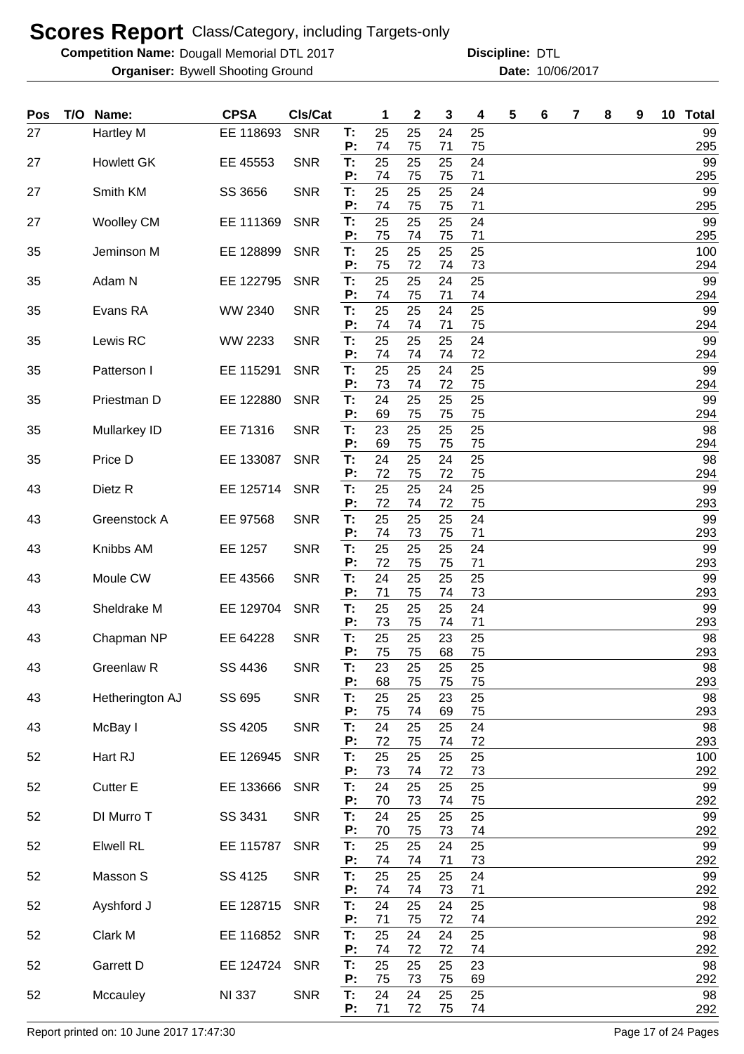# Scores Report Class/Category, including Targets-only

**Competition Name:** Dougall Memorial DTL 2017 **Discipline:** DTL

**Organiser:** Bywell Shooting Ground **Date:** 10/06/2017

| Pos | T/O | Name: | CPSA | Cls/Cat | | 1 | 2 | 3 | 4 | 5 | 6 | 7 | 8 | 9 | 10 | Total |
|---|---|---|---|---|---|---|---|---|---|---|---|---|---|---|---|---|
| 27 | | Hartley M | EE 118693 | SNR | T: | 25 | 25 | 24 | 25 | | | | | | | 99 |
| | | | | | P: | 74 | 75 | 71 | 75 | | | | | | | 295 |
| 27 | | Howlett GK | EE 45553 | SNR | T: | 25 | 25 | 25 | 24 | | | | | | | 99 |
| | | | | | P: | 74 | 75 | 75 | 71 | | | | | | | 295 |
| 27 | | Smith KM | SS 3656 | SNR | T: | 25 | 25 | 25 | 24 | | | | | | | 99 |
| | | | | | P: | 74 | 75 | 75 | 71 | | | | | | | 295 |
| 27 | | Woolley CM | EE 111369 | SNR | T: | 25 | 25 | 25 | 24 | | | | | | | 99 |
| | | | | | P: | 75 | 74 | 75 | 71 | | | | | | | 295 |
| 35 | | Jeminson M | EE 128899 | SNR | T: | 25 | 25 | 25 | 25 | | | | | | | 100 |
| | | | | | P: | 75 | 72 | 74 | 73 | | | | | | | 294 |
| 35 | | Adam N | EE 122795 | SNR | T: | 25 | 25 | 24 | 25 | | | | | | | 99 |
| | | | | | P: | 74 | 75 | 71 | 74 | | | | | | | 294 |
| 35 | | Evans RA | WW 2340 | SNR | T: | 25 | 25 | 24 | 25 | | | | | | | 99 |
| | | | | | P: | 74 | 74 | 71 | 75 | | | | | | | 294 |
| 35 | | Lewis RC | WW 2233 | SNR | T: | 25 | 25 | 25 | 24 | | | | | | | 99 |
| | | | | | P: | 74 | 74 | 74 | 72 | | | | | | | 294 |
| 35 | | Patterson I | EE 115291 | SNR | T: | 25 | 25 | 24 | 25 | | | | | | | 99 |
| | | | | | P: | 73 | 74 | 72 | 75 | | | | | | | 294 |
| 35 | | Priestman D | EE 122880 | SNR | T: | 24 | 25 | 25 | 25 | | | | | | | 99 |
| | | | | | P: | 69 | 75 | 75 | 75 | | | | | | | 294 |
| 35 | | Mullarkey ID | EE 71316 | SNR | T: | 23 | 25 | 25 | 25 | | | | | | | 98 |
| | | | | | P: | 69 | 75 | 75 | 75 | | | | | | | 294 |
| 35 | | Price D | EE 133087 | SNR | T: | 24 | 25 | 24 | 25 | | | | | | | 98 |
| | | | | | P: | 72 | 75 | 72 | 75 | | | | | | | 294 |
| 43 | | Dietz R | EE 125714 | SNR | T: | 25 | 25 | 24 | 25 | | | | | | | 99 |
| | | | | | P: | 72 | 74 | 72 | 75 | | | | | | | 293 |
| 43 | | Greenstock A | EE 97568 | SNR | T: | 25 | 25 | 25 | 24 | | | | | | | 99 |
| | | | | | P: | 74 | 73 | 75 | 71 | | | | | | | 293 |
| 43 | | Knibbs AM | EE 1257 | SNR | T: | 25 | 25 | 25 | 24 | | | | | | | 99 |
| | | | | | P: | 72 | 75 | 75 | 71 | | | | | | | 293 |
| 43 | | Moule CW | EE 43566 | SNR | T: | 24 | 25 | 25 | 25 | | | | | | | 99 |
| | | | | | P: | 71 | 75 | 74 | 73 | | | | | | | 293 |
| 43 | | Sheldrake M | EE 129704 | SNR | T: | 25 | 25 | 25 | 24 | | | | | | | 99 |
| | | | | | P: | 73 | 75 | 74 | 71 | | | | | | | 293 |
| 43 | | Chapman NP | EE 64228 | SNR | T: | 25 | 25 | 23 | 25 | | | | | | | 98 |
| | | | | | P: | 75 | 75 | 68 | 75 | | | | | | | 293 |
| 43 | | Greenlaw R | SS 4436 | SNR | T: | 23 | 25 | 25 | 25 | | | | | | | 98 |
| | | | | | P: | 68 | 75 | 75 | 75 | | | | | | | 293 |
| 43 | | Hetherington AJ | SS 695 | SNR | T: | 25 | 25 | 23 | 25 | | | | | | | 98 |
| | | | | | P: | 75 | 74 | 69 | 75 | | | | | | | 293 |
| 43 | | McBay I | SS 4205 | SNR | T: | 24 | 25 | 25 | 24 | | | | | | | 98 |
| | | | | | P: | 72 | 75 | 74 | 72 | | | | | | | 293 |
| 52 | | Hart RJ | EE 126945 | SNR | T: | 25 | 25 | 25 | 25 | | | | | | | 100 |
| | | | | | P: | 73 | 74 | 72 | 73 | | | | | | | 292 |
| 52 | | Cutter E | EE 133666 | SNR | T: | 24 | 25 | 25 | 25 | | | | | | | 99 |
| | | | | | P: | 70 | 73 | 74 | 75 | | | | | | | 292 |
| 52 | | DI Murro T | SS 3431 | SNR | T: | 24 | 25 | 25 | 25 | | | | | | | 99 |
| | | | | | P: | 70 | 75 | 73 | 74 | | | | | | | 292 |
| 52 | | Elwell RL | EE 115787 | SNR | T: | 25 | 25 | 24 | 25 | | | | | | | 99 |
| | | | | | P: | 74 | 74 | 71 | 73 | | | | | | | 292 |
| 52 | | Masson S | SS 4125 | SNR | T: | 25 | 25 | 25 | 24 | | | | | | | 99 |
| | | | | | P: | 74 | 74 | 73 | 71 | | | | | | | 292 |
| 52 | | Ayshford J | EE 128715 | SNR | T: | 24 | 25 | 24 | 25 | | | | | | | 98 |
| | | | | | P: | 71 | 75 | 72 | 74 | | | | | | | 292 |
| 52 | | Clark M | EE 116852 | SNR | T: | 25 | 24 | 24 | 25 | | | | | | | 98 |
| | | | | | P: | 74 | 72 | 72 | 74 | | | | | | | 292 |
| 52 | | Garrett D | EE 124724 | SNR | T: | 25 | 25 | 25 | 23 | | | | | | | 98 |
| | | | | | P: | 75 | 73 | 75 | 69 | | | | | | | 292 |
| 52 | | Mccauley | NI 337 | SNR | T: | 24 | 24 | 25 | 25 | | | | | | | 98 |
| | | | | | P: | 71 | 72 | 75 | 74 | | | | | | | 292 |

Report printed on: 10 June 2017 17:47:30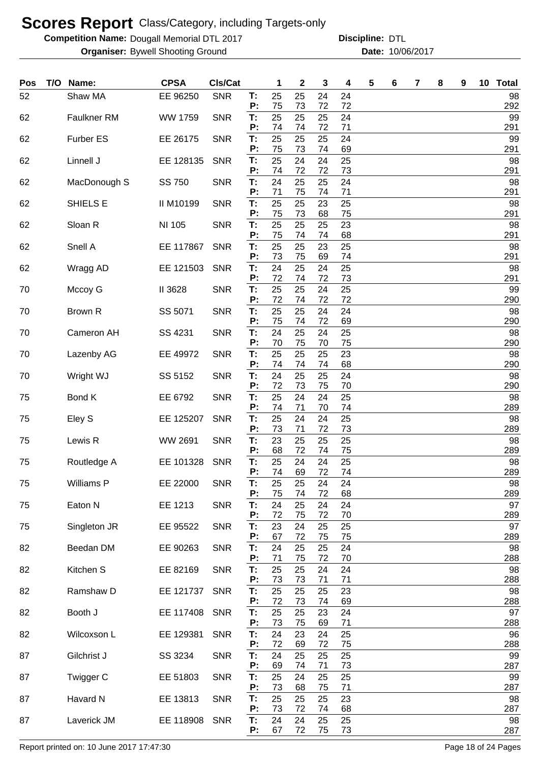# Scores Report Class/Category, including Targets-only

**Competition Name:** Dougall Memorial DTL 2017 **Discipline:** DTL

**Organiser:** Bywell Shooting Ground **Date:** 10/06/2017

| Pos | T/O | Name: | CPSA | Cls/Cat | | 1 | 2 | 3 | 4 | 5 | 6 | 7 | 8 | 9 | 10 | Total |
|---|---|---|---|---|---|---|---|---|---|---|---|---|---|---|---|---|
| 52 | | Shaw MA | EE 96250 | SNR | T: | 25 | 25 | 24 | 24 | | | | | | | 98 |
| | | | | | P: | 75 | 73 | 72 | 72 | | | | | | | 292 |
| 62 | | Faulkner RM | WW 1759 | SNR | T: | 25 | 25 | 25 | 24 | | | | | | | 99 |
| | | | | | P: | 74 | 74 | 72 | 71 | | | | | | | 291 |
| 62 | | Furber ES | EE 26175 | SNR | T: | 25 | 25 | 25 | 24 | | | | | | | 99 |
| | | | | | P: | 75 | 73 | 74 | 69 | | | | | | | 291 |
| 62 | | Linnell J | EE 128135 | SNR | T: | 25 | 24 | 24 | 25 | | | | | | | 98 |
| | | | | | P: | 74 | 72 | 72 | 73 | | | | | | | 291 |
| 62 | | MacDonough S | SS 750 | SNR | T: | 24 | 25 | 25 | 24 | | | | | | | 98 |
| | | | | | P: | 71 | 75 | 74 | 71 | | | | | | | 291 |
| 62 | | SHIELS E | II M10199 | SNR | T: | 25 | 25 | 23 | 25 | | | | | | | 98 |
| | | | | | P: | 75 | 73 | 68 | 75 | | | | | | | 291 |
| 62 | | Sloan R | NI 105 | SNR | T: | 25 | 25 | 25 | 23 | | | | | | | 98 |
| | | | | | P: | 75 | 74 | 74 | 68 | | | | | | | 291 |
| 62 | | Snell A | EE 117867 | SNR | T: | 25 | 25 | 23 | 25 | | | | | | | 98 |
| | | | | | P: | 73 | 75 | 69 | 74 | | | | | | | 291 |
| 62 | | Wragg AD | EE 121503 | SNR | T: | 24 | 25 | 24 | 25 | | | | | | | 98 |
| | | | | | P: | 72 | 74 | 72 | 73 | | | | | | | 291 |
| 70 | | Mccoy G | II 3628 | SNR | T: | 25 | 25 | 24 | 25 | | | | | | | 99 |
| | | | | | P: | 72 | 74 | 72 | 72 | | | | | | | 290 |
| 70 | | Brown R | SS 5071 | SNR | T: | 25 | 25 | 24 | 24 | | | | | | | 98 |
| | | | | | P: | 75 | 74 | 72 | 69 | | | | | | | 290 |
| 70 | | Cameron AH | SS 4231 | SNR | T: | 24 | 25 | 24 | 25 | | | | | | | 98 |
| | | | | | P: | 70 | 75 | 70 | 75 | | | | | | | 290 |
| 70 | | Lazenby AG | EE 49972 | SNR | T: | 25 | 25 | 25 | 23 | | | | | | | 98 |
| | | | | | P: | 74 | 74 | 74 | 68 | | | | | | | 290 |
| 70 | | Wright WJ | SS 5152 | SNR | T: | 24 | 25 | 25 | 24 | | | | | | | 98 |
| | | | | | P: | 72 | 73 | 75 | 70 | | | | | | | 290 |
| 75 | | Bond K | EE 6792 | SNR | T: | 25 | 24 | 24 | 25 | | | | | | | 98 |
| | | | | | P: | 74 | 71 | 70 | 74 | | | | | | | 289 |
| 75 | | Eley S | EE 125207 | SNR | T: | 25 | 24 | 24 | 25 | | | | | | | 98 |
| | | | | | P: | 73 | 71 | 72 | 73 | | | | | | | 289 |
| 75 | | Lewis R | WW 2691 | SNR | T: | 23 | 25 | 25 | 25 | | | | | | | 98 |
| | | | | | P: | 68 | 72 | 74 | 75 | | | | | | | 289 |
| 75 | | Routledge A | EE 101328 | SNR | T: | 25 | 24 | 24 | 25 | | | | | | | 98 |
| | | | | | P: | 74 | 69 | 72 | 74 | | | | | | | 289 |
| 75 | | Williams P | EE 22000 | SNR | T: | 25 | 25 | 24 | 24 | | | | | | | 98 |
| | | | | | P: | 75 | 74 | 72 | 68 | | | | | | | 289 |
| 75 | | Eaton N | EE 1213 | SNR | T: | 24 | 25 | 24 | 24 | | | | | | | 97 |
| | | | | | P: | 72 | 75 | 72 | 70 | | | | | | | 289 |
| 75 | | Singleton JR | EE 95522 | SNR | T: | 23 | 24 | 25 | 25 | | | | | | | 97 |
| | | | | | P: | 67 | 72 | 75 | 75 | | | | | | | 289 |
| 82 | | Beedan DM | EE 90263 | SNR | T: | 24 | 25 | 25 | 24 | | | | | | | 98 |
| | | | | | P: | 71 | 75 | 72 | 70 | | | | | | | 288 |
| 82 | | Kitchen S | EE 82169 | SNR | T: | 25 | 25 | 24 | 24 | | | | | | | 98 |
| | | | | | P: | 73 | 73 | 71 | 71 | | | | | | | 288 |
| 82 | | Ramshaw D | EE 121737 | SNR | T: | 25 | 25 | 25 | 23 | | | | | | | 98 |
| | | | | | P: | 72 | 73 | 74 | 69 | | | | | | | 288 |
| 82 | | Booth J | EE 117408 | SNR | T: | 25 | 25 | 23 | 24 | | | | | | | 97 |
| | | | | | P: | 73 | 75 | 69 | 71 | | | | | | | 288 |
| 82 | | Wilcoxson L | EE 129381 | SNR | T: | 24 | 23 | 24 | 25 | | | | | | | 96 |
| | | | | | P: | 72 | 69 | 72 | 75 | | | | | | | 288 |
| 87 | | Gilchrist J | SS 3234 | SNR | T: | 24 | 25 | 25 | 25 | | | | | | | 99 |
| | | | | | P: | 69 | 74 | 71 | 73 | | | | | | | 287 |
| 87 | | Twigger C | EE 51803 | SNR | T: | 25 | 24 | 25 | 25 | | | | | | | 99 |
| | | | | | P: | 73 | 68 | 75 | 71 | | | | | | | 287 |
| 87 | | Havard N | EE 13813 | SNR | T: | 25 | 25 | 25 | 23 | | | | | | | 98 |
| | | | | | P: | 73 | 72 | 74 | 68 | | | | | | | 287 |
| 87 | | Laverick JM | EE 118908 | SNR | T: | 24 | 24 | 25 | 25 | | | | | | | 98 |
| | | | | | P: | 67 | 72 | 75 | 73 | | | | | | | 287 |

Report printed on: 10 June 2017 17:47:30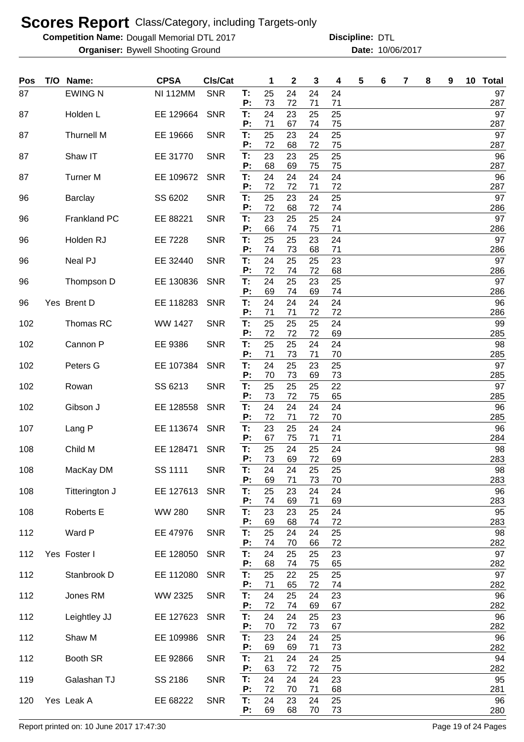# Scores Report Class/Category, including Targets-only

**Competition Name:** Dougall Memorial DTL 2017 **Discipline:** DTL

**Organiser:** Bywell Shooting Ground **Date:** 10/06/2017

| Pos | T/O | Name: | CPSA | Cls/Cat | | 1 | 2 | 3 | 4 | 5 | 6 | 7 | 8 | 9 | 10 | Total |
|---|---|---|---|---|---|---|---|---|---|---|---|---|---|---|---|---|
| 87 | | EWING N | NI 112MM | SNR | T: | 25 | 24 | 24 | 24 | | | | | | | 97 |
| | | | | | P: | 73 | 72 | 71 | 71 | | | | | | | 287 |
| 87 | | Holden L | EE 129664 | SNR | T: | 24 | 23 | 25 | 25 | | | | | | | 97 |
| | | | | | P: | 71 | 67 | 74 | 75 | | | | | | | 287 |
| 87 | | Thurnell M | EE 19666 | SNR | T: | 25 | 23 | 24 | 25 | | | | | | | 97 |
| | | | | | P: | 72 | 68 | 72 | 75 | | | | | | | 287 |
| 87 | | Shaw IT | EE 31770 | SNR | T: | 23 | 23 | 25 | 25 | | | | | | | 96 |
| | | | | | P: | 68 | 69 | 75 | 75 | | | | | | | 287 |
| 87 | | Turner M | EE 109672 | SNR | T: | 24 | 24 | 24 | 24 | | | | | | | 96 |
| | | | | | P: | 72 | 72 | 71 | 72 | | | | | | | 287 |
| 96 | | Barclay | SS 6202 | SNR | T: | 25 | 23 | 24 | 25 | | | | | | | 97 |
| | | | | | P: | 72 | 68 | 72 | 74 | | | | | | | 286 |
| 96 | | Frankland PC | EE 88221 | SNR | T: | 23 | 25 | 25 | 24 | | | | | | | 97 |
| | | | | | P: | 66 | 74 | 75 | 71 | | | | | | | 286 |
| 96 | | Holden RJ | EE 7228 | SNR | T: | 25 | 25 | 23 | 24 | | | | | | | 97 |
| | | | | | P: | 74 | 73 | 68 | 71 | | | | | | | 286 |
| 96 | | Neal PJ | EE 32440 | SNR | T: | 24 | 25 | 25 | 23 | | | | | | | 97 |
| | | | | | P: | 72 | 74 | 72 | 68 | | | | | | | 286 |
| 96 | | Thompson D | EE 130836 | SNR | T: | 24 | 25 | 23 | 25 | | | | | | | 97 |
| | | | | | P: | 69 | 74 | 69 | 74 | | | | | | | 286 |
| 96 | Yes | Brent D | EE 118283 | SNR | T: | 24 | 24 | 24 | 24 | | | | | | | 96 |
| | | | | | P: | 71 | 71 | 72 | 72 | | | | | | | 286 |
| 102 | | Thomas RC | WW 1427 | SNR | T: | 25 | 25 | 25 | 24 | | | | | | | 99 |
| | | | | | P: | 72 | 72 | 72 | 69 | | | | | | | 285 |
| 102 | | Cannon P | EE 9386 | SNR | T: | 25 | 25 | 24 | 24 | | | | | | | 98 |
| | | | | | P: | 71 | 73 | 71 | 70 | | | | | | | 285 |
| 102 | | Peters G | EE 107384 | SNR | T: | 24 | 25 | 23 | 25 | | | | | | | 97 |
| | | | | | P: | 70 | 73 | 69 | 73 | | | | | | | 285 |
| 102 | | Rowan | SS 6213 | SNR | T: | 25 | 25 | 25 | 22 | | | | | | | 97 |
| | | | | | P: | 73 | 72 | 75 | 65 | | | | | | | 285 |
| 102 | | Gibson J | EE 128558 | SNR | T: | 24 | 24 | 24 | 24 | | | | | | | 96 |
| | | | | | P: | 72 | 71 | 72 | 70 | | | | | | | 285 |
| 107 | | Lang P | EE 113674 | SNR | T: | 23 | 25 | 24 | 24 | | | | | | | 96 |
| | | | | | P: | 67 | 75 | 71 | 71 | | | | | | | 284 |
| 108 | | Child M | EE 128471 | SNR | T: | 25 | 24 | 25 | 24 | | | | | | | 98 |
| | | | | | P: | 73 | 69 | 72 | 69 | | | | | | | 283 |
| 108 | | MacKay DM | SS 1111 | SNR | T: | 24 | 24 | 25 | 25 | | | | | | | 98 |
| | | | | | P: | 69 | 71 | 73 | 70 | | | | | | | 283 |
| 108 | | Titterington J | EE 127613 | SNR | T: | 25 | 23 | 24 | 24 | | | | | | | 96 |
| | | | | | P: | 74 | 69 | 71 | 69 | | | | | | | 283 |
| 108 | | Roberts E | WW 280 | SNR | T: | 23 | 23 | 25 | 24 | | | | | | | 95 |
| | | | | | P: | 69 | 68 | 74 | 72 | | | | | | | 283 |
| 112 | | Ward P | EE 47976 | SNR | T: | 25 | 24 | 24 | 25 | | | | | | | 98 |
| | | | | | P: | 74 | 70 | 66 | 72 | | | | | | | 282 |
| 112 | Yes | Foster I | EE 128050 | SNR | T: | 24 | 25 | 25 | 23 | | | | | | | 97 |
| | | | | | P: | 68 | 74 | 75 | 65 | | | | | | | 282 |
| 112 | | Stanbrook D | EE 112080 | SNR | T: | 25 | 22 | 25 | 25 | | | | | | | 97 |
| | | | | | P: | 71 | 65 | 72 | 74 | | | | | | | 282 |
| 112 | | Jones RM | WW 2325 | SNR | T: | 24 | 25 | 24 | 23 | | | | | | | 96 |
| | | | | | P: | 72 | 74 | 69 | 67 | | | | | | | 282 |
| 112 | | Leightley JJ | EE 127623 | SNR | T: | 24 | 24 | 25 | 23 | | | | | | | 96 |
| | | | | | P: | 70 | 72 | 73 | 67 | | | | | | | 282 |
| 112 | | Shaw M | EE 109986 | SNR | T: | 23 | 24 | 24 | 25 | | | | | | | 96 |
| | | | | | P: | 69 | 69 | 71 | 73 | | | | | | | 282 |
| 112 | | Booth SR | EE 92866 | SNR | T: | 21 | 24 | 24 | 25 | | | | | | | 94 |
| | | | | | P: | 63 | 72 | 72 | 75 | | | | | | | 282 |
| 119 | | Galashan TJ | SS 2186 | SNR | T: | 24 | 24 | 24 | 23 | | | | | | | 95 |
| | | | | | P: | 72 | 70 | 71 | 68 | | | | | | | 281 |
| 120 | Yes | Leak A | EE 68222 | SNR | T: | 24 | 23 | 24 | 25 | | | | | | | 96 |
| | | | | | P: | 69 | 68 | 70 | 73 | | | | | | | 280 |

Report printed on: 10 June 2017 17:47:30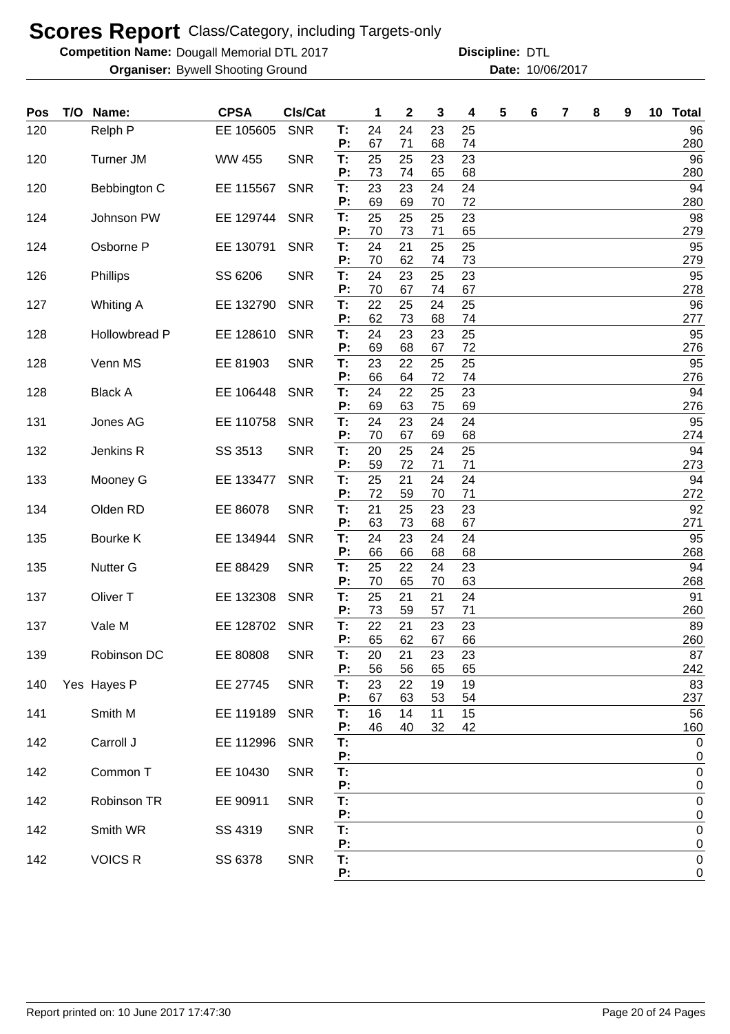# Scores Report Class/Category, including Targets-only

**Competition Name:** Dougall Memorial DTL 2017 **Discipline:** DTL

**Organiser:** Bywell Shooting Ground **Date:** 10/06/2017

| Pos | T/O | Name: | CPSA | Cls/Cat | | 1 | 2 | 3 | 4 | 5 | 6 | 7 | 8 | 9 | 10 | Total |
|---|---|---|---|---|---|---|---|---|---|---|---|---|---|---|---|---|
| 120 | | Relph P | EE 105605 | SNR | T: | 24 | 24 | 23 | 25 | | | | | | | 96 |
| | | | | | P: | 67 | 71 | 68 | 74 | | | | | | | 280 |
| 120 | | Turner JM | WW 455 | SNR | T: | 25 | 25 | 23 | 23 | | | | | | | 96 |
| | | | | | P: | 73 | 74 | 65 | 68 | | | | | | | 280 |
| 120 | | Bebbington C | EE 115567 | SNR | T: | 23 | 23 | 24 | 24 | | | | | | | 94 |
| | | | | | P: | 69 | 69 | 70 | 72 | | | | | | | 280 |
| 124 | | Johnson PW | EE 129744 | SNR | T: | 25 | 25 | 25 | 23 | | | | | | | 98 |
| | | | | | P: | 70 | 73 | 71 | 65 | | | | | | | 279 |
| 124 | | Osborne P | EE 130791 | SNR | T: | 24 | 21 | 25 | 25 | | | | | | | 95 |
| | | | | | P: | 70 | 62 | 74 | 73 | | | | | | | 279 |
| 126 | | Phillips | SS 6206 | SNR | T: | 24 | 23 | 25 | 23 | | | | | | | 95 |
| | | | | | P: | 70 | 67 | 74 | 67 | | | | | | | 278 |
| 127 | | Whiting A | EE 132790 | SNR | T: | 22 | 25 | 24 | 25 | | | | | | | 96 |
| | | | | | P: | 62 | 73 | 68 | 74 | | | | | | | 277 |
| 128 | | Hollowbread P | EE 128610 | SNR | T: | 24 | 23 | 23 | 25 | | | | | | | 95 |
| | | | | | P: | 69 | 68 | 67 | 72 | | | | | | | 276 |
| 128 | | Venn MS | EE 81903 | SNR | T: | 23 | 22 | 25 | 25 | | | | | | | 95 |
| | | | | | P: | 66 | 64 | 72 | 74 | | | | | | | 276 |
| 128 | | Black A | EE 106448 | SNR | T: | 24 | 22 | 25 | 23 | | | | | | | 94 |
| | | | | | P: | 69 | 63 | 75 | 69 | | | | | | | 276 |
| 131 | | Jones AG | EE 110758 | SNR | T: | 24 | 23 | 24 | 24 | | | | | | | 95 |
| | | | | | P: | 70 | 67 | 69 | 68 | | | | | | | 274 |
| 132 | | Jenkins R | SS 3513 | SNR | T: | 20 | 25 | 24 | 25 | | | | | | | 94 |
| | | | | | P: | 59 | 72 | 71 | 71 | | | | | | | 273 |
| 133 | | Mooney G | EE 133477 | SNR | T: | 25 | 21 | 24 | 24 | | | | | | | 94 |
| | | | | | P: | 72 | 59 | 70 | 71 | | | | | | | 272 |
| 134 | | Olden RD | EE 86078 | SNR | T: | 21 | 25 | 23 | 23 | | | | | | | 92 |
| | | | | | P: | 63 | 73 | 68 | 67 | | | | | | | 271 |
| 135 | | Bourke K | EE 134944 | SNR | T: | 24 | 23 | 24 | 24 | | | | | | | 95 |
| | | | | | P: | 66 | 66 | 68 | 68 | | | | | | | 268 |
| 135 | | Nutter G | EE 88429 | SNR | T: | 25 | 22 | 24 | 23 | | | | | | | 94 |
| | | | | | P: | 70 | 65 | 70 | 63 | | | | | | | 268 |
| 137 | | Oliver T | EE 132308 | SNR | T: | 25 | 21 | 21 | 24 | | | | | | | 91 |
| | | | | | P: | 73 | 59 | 57 | 71 | | | | | | | 260 |
| 137 | | Vale M | EE 128702 | SNR | T: | 22 | 21 | 23 | 23 | | | | | | | 89 |
| | | | | | P: | 65 | 62 | 67 | 66 | | | | | | | 260 |
| 139 | | Robinson DC | EE 80808 | SNR | T: | 20 | 21 | 23 | 23 | | | | | | | 87 |
| | | | | | P: | 56 | 56 | 65 | 65 | | | | | | | 242 |
| 140 | Yes | Hayes P | EE 27745 | SNR | T: | 23 | 22 | 19 | 19 | | | | | | | 83 |
| | | | | | P: | 67 | 63 | 53 | 54 | | | | | | | 237 |
| 141 | | Smith M | EE 119189 | SNR | T: | 16 | 14 | 11 | 15 | | | | | | | 56 |
| | | | | | P: | 46 | 40 | 32 | 42 | | | | | | | 160 |
| 142 | | Carroll J | EE 112996 | SNR | T: | | | | | | | | | | | 0 |
| | | | | | P: | | | | | | | | | | | 0 |
| 142 | | Common T | EE 10430 | SNR | T: | | | | | | | | | | | 0 |
| | | | | | P: | | | | | | | | | | | 0 |
| 142 | | Robinson TR | EE 90911 | SNR | T: | | | | | | | | | | | 0 |
| | | | | | P: | | | | | | | | | | | 0 |
| 142 | | Smith WR | SS 4319 | SNR | T: | | | | | | | | | | | 0 |
| | | | | | P: | | | | | | | | | | | 0 |
| 142 | | VOICS R | SS 6378 | SNR | T: | | | | | | | | | | | 0 |
| | | | | | P: | | | | | | | | | | | 0 |

Report printed on: 10 June 2017 17:47:30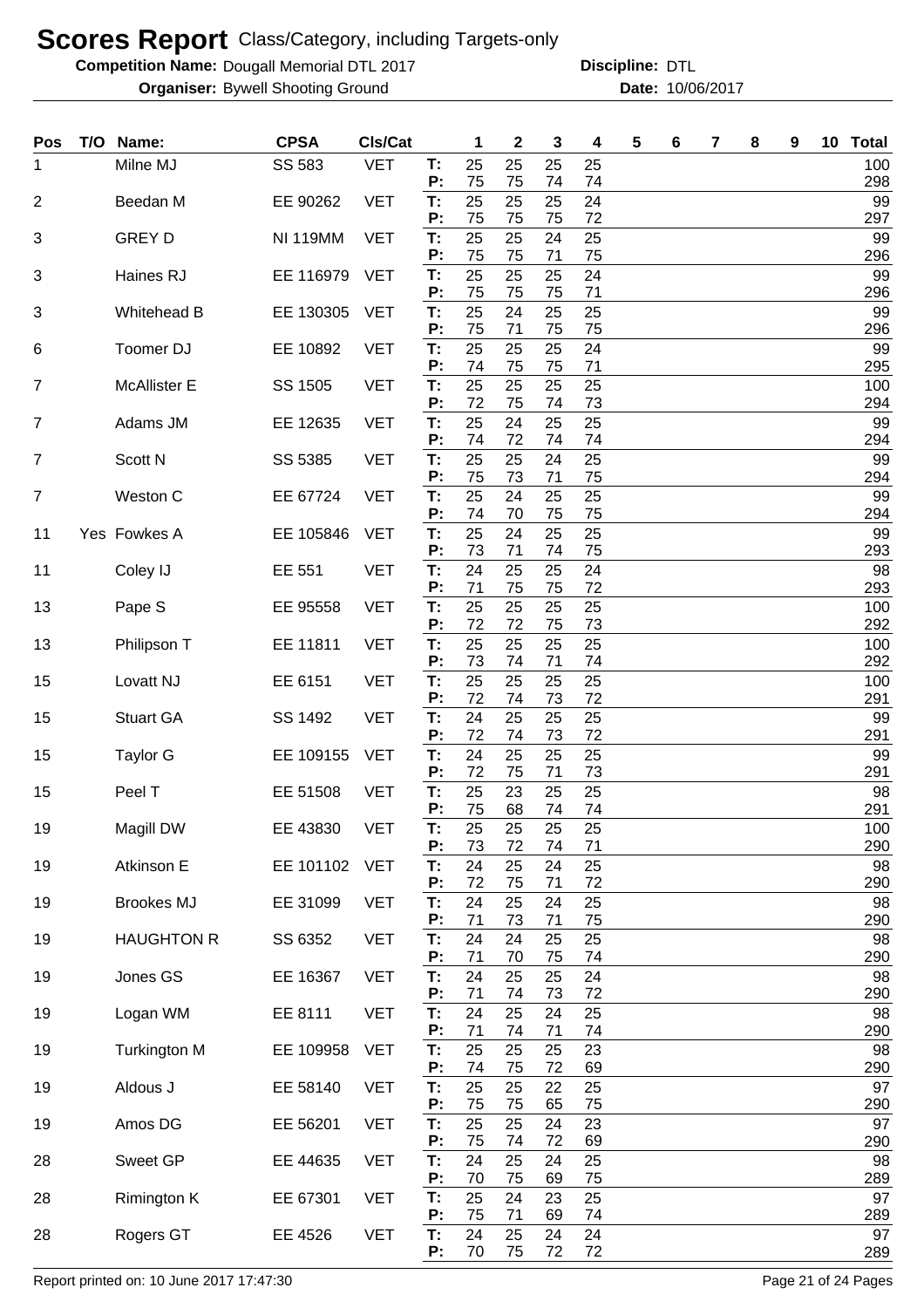# Scores Report Class/Category, including Targets-only

**Competition Name:** Dougall Memorial DTL 2017 **Discipline:** DTL

**Organiser:** Bywell Shooting Ground **Date:** 10/06/2017

| Pos | T/O | Name: | CPSA | Cls/Cat | | 1 | 2 | 3 | 4 | 5 | 6 | 7 | 8 | 9 | 10 | Total |
|---|---|---|---|---|---|---|---|---|---|---|---|---|---|---|---|---|
| 1 | | Milne MJ | SS 583 | VET | T: | 25 | 25 | 25 | 25 | | | | | | | 100 |
| | | | | | P: | 75 | 75 | 74 | 74 | | | | | | | 298 |
| 2 | | Beedan M | EE 90262 | VET | T: | 25 | 25 | 25 | 24 | | | | | | | 99 |
| | | | | | P: | 75 | 75 | 75 | 72 | | | | | | | 297 |
| 3 | | GREY D | NI 119MM | VET | T: | 25 | 25 | 24 | 25 | | | | | | | 99 |
| | | | | | P: | 75 | 75 | 71 | 75 | | | | | | | 296 |
| 3 | | Haines RJ | EE 116979 | VET | T: | 25 | 25 | 25 | 24 | | | | | | | 99 |
| | | | | | P: | 75 | 75 | 75 | 71 | | | | | | | 296 |
| 3 | | Whitehead B | EE 130305 | VET | T: | 25 | 24 | 25 | 25 | | | | | | | 99 |
| | | | | | P: | 75 | 71 | 75 | 75 | | | | | | | 296 |
| 6 | | Toomer DJ | EE 10892 | VET | T: | 25 | 25 | 25 | 24 | | | | | | | 99 |
| | | | | | P: | 74 | 75 | 75 | 71 | | | | | | | 295 |
| 7 | | McAllister E | SS 1505 | VET | T: | 25 | 25 | 25 | 25 | | | | | | | 100 |
| | | | | | P: | 72 | 75 | 74 | 73 | | | | | | | 294 |
| 7 | | Adams JM | EE 12635 | VET | T: | 25 | 24 | 25 | 25 | | | | | | | 99 |
| | | | | | P: | 74 | 72 | 74 | 74 | | | | | | | 294 |
| 7 | | Scott N | SS 5385 | VET | T: | 25 | 25 | 24 | 25 | | | | | | | 99 |
| | | | | | P: | 75 | 73 | 71 | 75 | | | | | | | 294 |
| 7 | | Weston C | EE 67724 | VET | T: | 25 | 24 | 25 | 25 | | | | | | | 99 |
| | | | | | P: | 74 | 70 | 75 | 75 | | | | | | | 294 |
| 11 | Yes | Fowkes A | EE 105846 | VET | T: | 25 | 24 | 25 | 25 | | | | | | | 99 |
| | | | | | P: | 73 | 71 | 74 | 75 | | | | | | | 293 |
| 11 | | Coley IJ | EE 551 | VET | T: | 24 | 25 | 25 | 24 | | | | | | | 98 |
| | | | | | P: | 71 | 75 | 75 | 72 | | | | | | | 293 |
| 13 | | Pape S | EE 95558 | VET | T: | 25 | 25 | 25 | 25 | | | | | | | 100 |
| | | | | | P: | 72 | 72 | 75 | 73 | | | | | | | 292 |
| 13 | | Philipson T | EE 11811 | VET | T: | 25 | 25 | 25 | 25 | | | | | | | 100 |
| | | | | | P: | 73 | 74 | 71 | 74 | | | | | | | 292 |
| 15 | | Lovatt NJ | EE 6151 | VET | T: | 25 | 25 | 25 | 25 | | | | | | | 100 |
| | | | | | P: | 72 | 74 | 73 | 72 | | | | | | | 291 |
| 15 | | Stuart GA | SS 1492 | VET | T: | 24 | 25 | 25 | 25 | | | | | | | 99 |
| | | | | | P: | 72 | 74 | 73 | 72 | | | | | | | 291 |
| 15 | | Taylor G | EE 109155 | VET | T: | 24 | 25 | 25 | 25 | | | | | | | 99 |
| | | | | | P: | 72 | 75 | 71 | 73 | | | | | | | 291 |
| 15 | | Peel T | EE 51508 | VET | T: | 25 | 23 | 25 | 25 | | | | | | | 98 |
| | | | | | P: | 75 | 68 | 74 | 74 | | | | | | | 291 |
| 19 | | Magill DW | EE 43830 | VET | T: | 25 | 25 | 25 | 25 | | | | | | | 100 |
| | | | | | P: | 73 | 72 | 74 | 71 | | | | | | | 290 |
| 19 | | Atkinson E | EE 101102 | VET | T: | 24 | 25 | 24 | 25 | | | | | | | 98 |
| | | | | | P: | 72 | 75 | 71 | 72 | | | | | | | 290 |
| 19 | | Brookes MJ | EE 31099 | VET | T: | 24 | 25 | 24 | 25 | | | | | | | 98 |
| | | | | | P: | 71 | 73 | 71 | 75 | | | | | | | 290 |
| 19 | | HAUGHTON R | SS 6352 | VET | T: | 24 | 24 | 25 | 25 | | | | | | | 98 |
| | | | | | P: | 71 | 70 | 75 | 74 | | | | | | | 290 |
| 19 | | Jones GS | EE 16367 | VET | T: | 24 | 25 | 25 | 24 | | | | | | | 98 |
| | | | | | P: | 71 | 74 | 73 | 72 | | | | | | | 290 |
| 19 | | Logan WM | EE 8111 | VET | T: | 24 | 25 | 24 | 25 | | | | | | | 98 |
| | | | | | P: | 71 | 74 | 71 | 74 | | | | | | | 290 |
| 19 | | Turkington M | EE 109958 | VET | T: | 25 | 25 | 25 | 23 | | | | | | | 98 |
| | | | | | P: | 74 | 75 | 72 | 69 | | | | | | | 290 |
| 19 | | Aldous J | EE 58140 | VET | T: | 25 | 25 | 22 | 25 | | | | | | | 97 |
| | | | | | P: | 75 | 75 | 65 | 75 | | | | | | | 290 |
| 19 | | Amos DG | EE 56201 | VET | T: | 25 | 25 | 24 | 23 | | | | | | | 97 |
| | | | | | P: | 75 | 74 | 72 | 69 | | | | | | | 290 |
| 28 | | Sweet GP | EE 44635 | VET | T: | 24 | 25 | 24 | 25 | | | | | | | 98 |
| | | | | | P: | 70 | 75 | 69 | 75 | | | | | | | 289 |
| 28 | | Rimington K | EE 67301 | VET | T: | 25 | 24 | 23 | 25 | | | | | | | 97 |
| | | | | | P: | 75 | 71 | 69 | 74 | | | | | | | 289 |
| 28 | | Rogers GT | EE 4526 | VET | T: | 24 | 25 | 24 | 24 | | | | | | | 97 |
| | | | | | P: | 70 | 75 | 72 | 72 | | | | | | | 289 |

Report printed on: 10 June 2017 17:47:30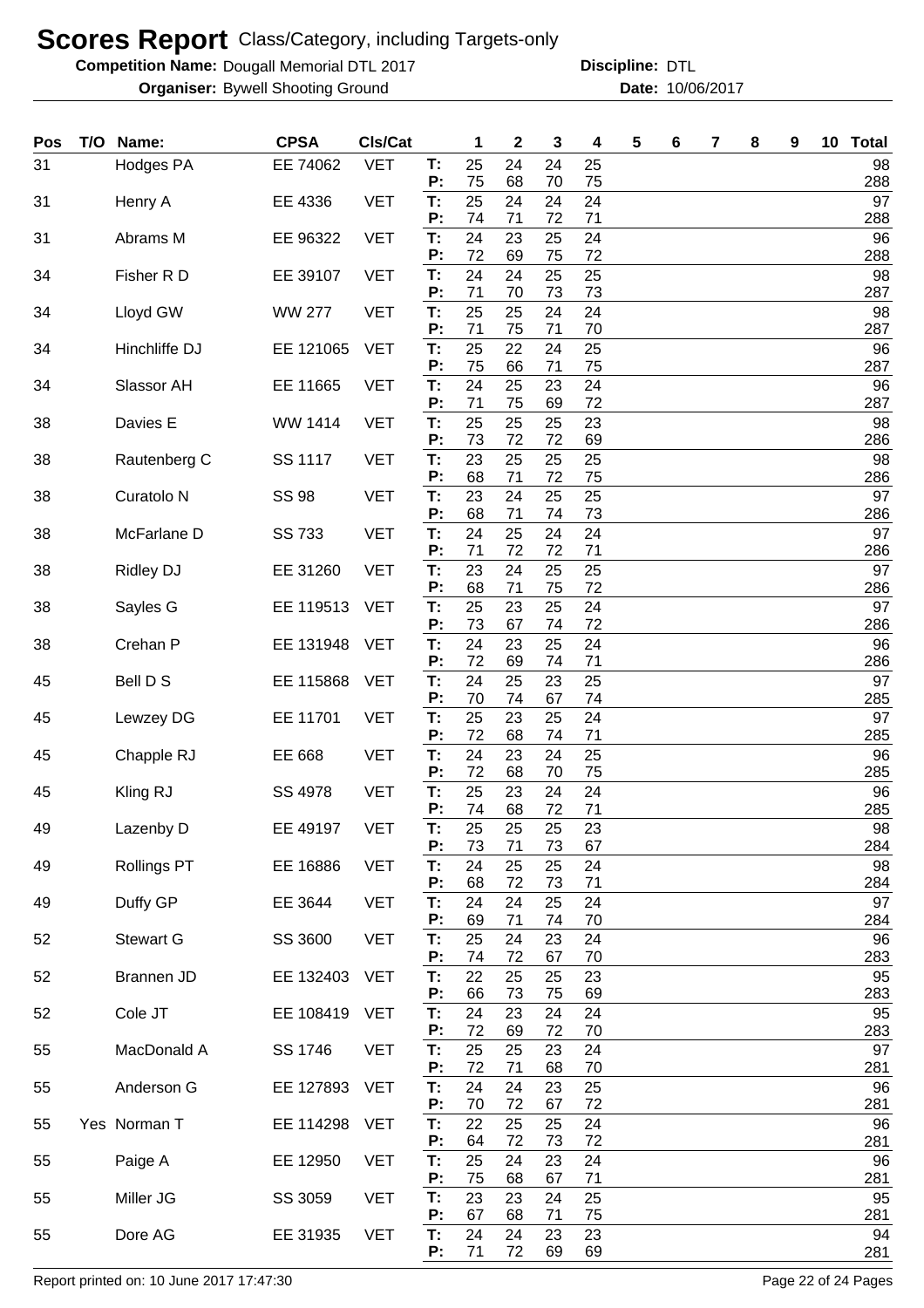# Scores Report Class/Category, including Targets-only

**Competition Name:** Dougall Memorial DTL 2017 **Discipline:** DTL

**Organiser:** Bywell Shooting Ground **Date:** 10/06/2017

| Pos | T/O | Name: | CPSA | Cls/Cat | | 1 | 2 | 3 | 4 | 5 | 6 | 7 | 8 | 9 | 10 | Total |
|---|---|---|---|---|---|---|---|---|---|---|---|---|---|---|---|---|
| 31 | | Hodges PA | EE 74062 | VET | T: | 25 | 24 | 24 | 25 | | | | | | | 98 |
| | | | | | P: | 75 | 68 | 70 | 75 | | | | | | | 288 |
| 31 | | Henry A | EE 4336 | VET | T: | 25 | 24 | 24 | 24 | | | | | | | 97 |
| | | | | | P: | 74 | 71 | 72 | 71 | | | | | | | 288 |
| 31 | | Abrams M | EE 96322 | VET | T: | 24 | 23 | 25 | 24 | | | | | | | 96 |
| | | | | | P: | 72 | 69 | 75 | 72 | | | | | | | 288 |
| 34 | | Fisher R D | EE 39107 | VET | T: | 24 | 24 | 25 | 25 | | | | | | | 98 |
| | | | | | P: | 71 | 70 | 73 | 73 | | | | | | | 287 |
| 34 | | Lloyd GW | WW 277 | VET | T: | 25 | 25 | 24 | 24 | | | | | | | 98 |
| | | | | | P: | 71 | 75 | 71 | 70 | | | | | | | 287 |
| 34 | | Hinchliffe DJ | EE 121065 | VET | T: | 25 | 22 | 24 | 25 | | | | | | | 96 |
| | | | | | P: | 75 | 66 | 71 | 75 | | | | | | | 287 |
| 34 | | Slassor AH | EE 11665 | VET | T: | 24 | 25 | 23 | 24 | | | | | | | 96 |
| | | | | | P: | 71 | 75 | 69 | 72 | | | | | | | 287 |
| 38 | | Davies E | WW 1414 | VET | T: | 25 | 25 | 25 | 23 | | | | | | | 98 |
| | | | | | P: | 73 | 72 | 72 | 69 | | | | | | | 286 |
| 38 | | Rautenberg C | SS 1117 | VET | T: | 23 | 25 | 25 | 25 | | | | | | | 98 |
| | | | | | P: | 68 | 71 | 72 | 75 | | | | | | | 286 |
| 38 | | Curatolo N | SS 98 | VET | T: | 23 | 24 | 25 | 25 | | | | | | | 97 |
| | | | | | P: | 68 | 71 | 74 | 73 | | | | | | | 286 |
| 38 | | McFarlane D | SS 733 | VET | T: | 24 | 25 | 24 | 24 | | | | | | | 97 |
| | | | | | P: | 71 | 72 | 72 | 71 | | | | | | | 286 |
| 38 | | Ridley DJ | EE 31260 | VET | T: | 23 | 24 | 25 | 25 | | | | | | | 97 |
| | | | | | P: | 68 | 71 | 75 | 72 | | | | | | | 286 |
| 38 | | Sayles G | EE 119513 | VET | T: | 25 | 23 | 25 | 24 | | | | | | | 97 |
| | | | | | P: | 73 | 67 | 74 | 72 | | | | | | | 286 |
| 38 | | Crehan P | EE 131948 | VET | T: | 24 | 23 | 25 | 24 | | | | | | | 96 |
| | | | | | P: | 72 | 69 | 74 | 71 | | | | | | | 286 |
| 45 | | Bell D S | EE 115868 | VET | T: | 24 | 25 | 23 | 25 | | | | | | | 97 |
| | | | | | P: | 70 | 74 | 67 | 74 | | | | | | | 285 |
| 45 | | Lewzey DG | EE 11701 | VET | T: | 25 | 23 | 25 | 24 | | | | | | | 97 |
| | | | | | P: | 72 | 68 | 74 | 71 | | | | | | | 285 |
| 45 | | Chapple RJ | EE 668 | VET | T: | 24 | 23 | 24 | 25 | | | | | | | 96 |
| | | | | | P: | 72 | 68 | 70 | 75 | | | | | | | 285 |
| 45 | | Kling RJ | SS 4978 | VET | T: | 25 | 23 | 24 | 24 | | | | | | | 96 |
| | | | | | P: | 74 | 68 | 72 | 71 | | | | | | | 285 |
| 49 | | Lazenby D | EE 49197 | VET | T: | 25 | 25 | 25 | 23 | | | | | | | 98 |
| | | | | | P: | 73 | 71 | 73 | 67 | | | | | | | 284 |
| 49 | | Rollings PT | EE 16886 | VET | T: | 24 | 25 | 25 | 24 | | | | | | | 98 |
| | | | | | P: | 68 | 72 | 73 | 71 | | | | | | | 284 |
| 49 | | Duffy GP | EE 3644 | VET | T: | 24 | 24 | 25 | 24 | | | | | | | 97 |
| | | | | | P: | 69 | 71 | 74 | 70 | | | | | | | 284 |
| 52 | | Stewart G | SS 3600 | VET | T: | 25 | 24 | 23 | 24 | | | | | | | 96 |
| | | | | | P: | 74 | 72 | 67 | 70 | | | | | | | 283 |
| 52 | | Brannen JD | EE 132403 | VET | T: | 22 | 25 | 25 | 23 | | | | | | | 95 |
| | | | | | P: | 66 | 73 | 75 | 69 | | | | | | | 283 |
| 52 | | Cole JT | EE 108419 | VET | T: | 24 | 23 | 24 | 24 | | | | | | | 95 |
| | | | | | P: | 72 | 69 | 72 | 70 | | | | | | | 283 |
| 55 | | MacDonald A | SS 1746 | VET | T: | 25 | 25 | 23 | 24 | | | | | | | 97 |
| | | | | | P: | 72 | 71 | 68 | 70 | | | | | | | 281 |
| 55 | | Anderson G | EE 127893 | VET | T: | 24 | 24 | 23 | 25 | | | | | | | 96 |
| | | | | | P: | 70 | 72 | 67 | 72 | | | | | | | 281 |
| 55 | Yes | Norman T | EE 114298 | VET | T: | 22 | 25 | 25 | 24 | | | | | | | 96 |
| | | | | | P: | 64 | 72 | 73 | 72 | | | | | | | 281 |
| 55 | | Paige A | EE 12950 | VET | T: | 25 | 24 | 23 | 24 | | | | | | | 96 |
| | | | | | P: | 75 | 68 | 67 | 71 | | | | | | | 281 |
| 55 | | Miller JG | SS 3059 | VET | T: | 23 | 23 | 24 | 25 | | | | | | | 95 |
| | | | | | P: | 67 | 68 | 71 | 75 | | | | | | | 281 |
| 55 | | Dore AG | EE 31935 | VET | T: | 24 | 24 | 23 | 23 | | | | | | | 94 |
| | | | | | P: | 71 | 72 | 69 | 69 | | | | | | | 281 |

Report printed on: 10 June 2017 17:47:30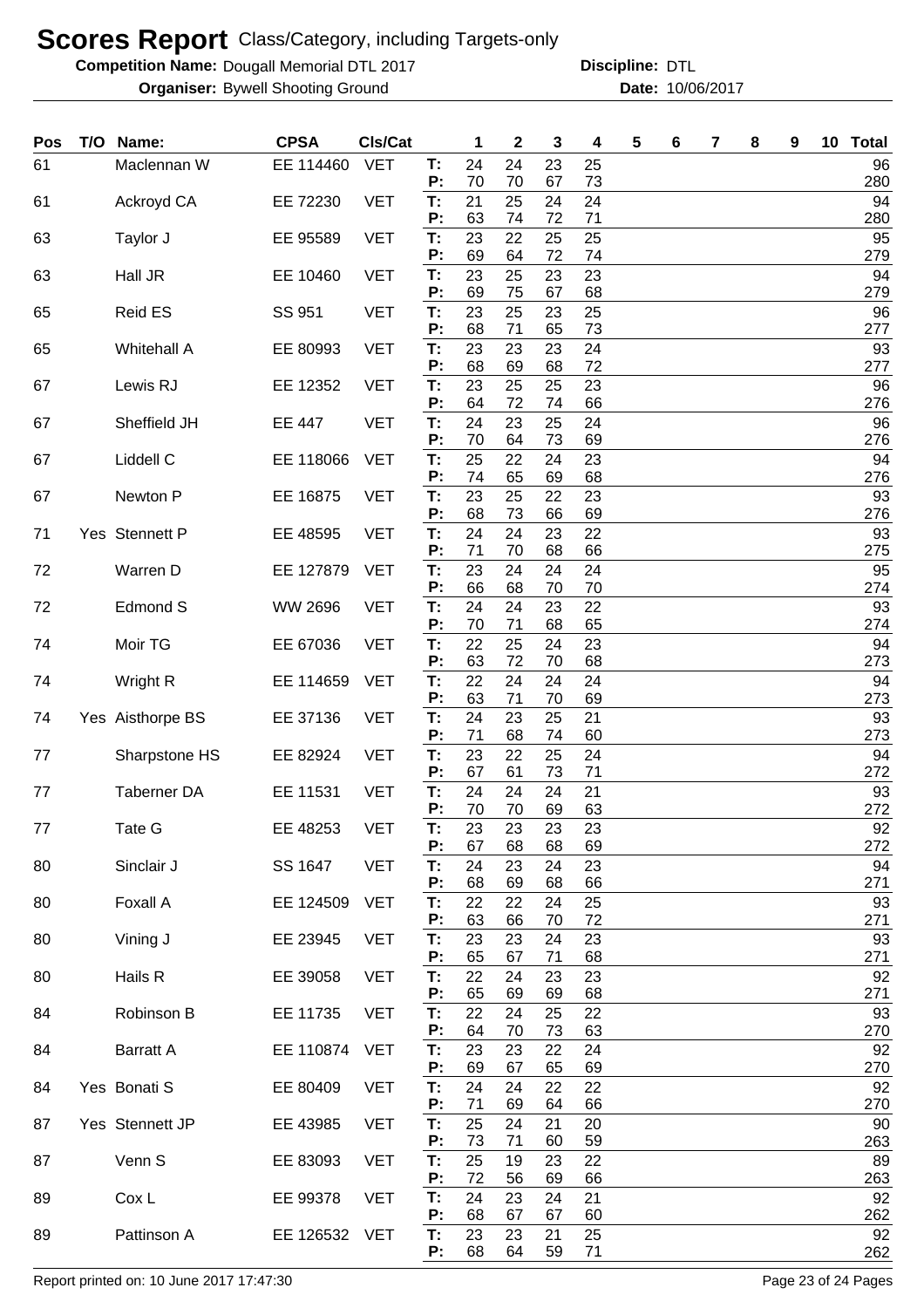# Scores Report Class/Category, including Targets-only

**Competition Name:** Dougall Memorial DTL 2017 **Discipline:** DTL

**Organiser:** Bywell Shooting Ground **Date:** 10/06/2017

| Pos | T/O | Name: | CPSA | Cls/Cat | | 1 | 2 | 3 | 4 | 5 | 6 | 7 | 8 | 9 | 10 | Total |
|---|---|---|---|---|---|---|---|---|---|---|---|---|---|---|---|---|
| 61 | | Maclennan W | EE 114460 | VET | T: | 24 | 24 | 23 | 25 | | | | | | | 96 |
| | | | | | P: | 70 | 70 | 67 | 73 | | | | | | | 280 |
| 61 | | Ackroyd CA | EE 72230 | VET | T: | 21 | 25 | 24 | 24 | | | | | | | 94 |
| | | | | | P: | 63 | 74 | 72 | 71 | | | | | | | 280 |
| 63 | | Taylor J | EE 95589 | VET | T: | 23 | 22 | 25 | 25 | | | | | | | 95 |
| | | | | | P: | 69 | 64 | 72 | 74 | | | | | | | 279 |
| 63 | | Hall JR | EE 10460 | VET | T: | 23 | 25 | 23 | 23 | | | | | | | 94 |
| | | | | | P: | 69 | 75 | 67 | 68 | | | | | | | 279 |
| 65 | | Reid ES | SS 951 | VET | T: | 23 | 25 | 23 | 25 | | | | | | | 96 |
| | | | | | P: | 68 | 71 | 65 | 73 | | | | | | | 277 |
| 65 | | Whitehall A | EE 80993 | VET | T: | 23 | 23 | 23 | 24 | | | | | | | 93 |
| | | | | | P: | 68 | 69 | 68 | 72 | | | | | | | 277 |
| 67 | | Lewis RJ | EE 12352 | VET | T: | 23 | 25 | 25 | 23 | | | | | | | 96 |
| | | | | | P: | 64 | 72 | 74 | 66 | | | | | | | 276 |
| 67 | | Sheffield JH | EE 447 | VET | T: | 24 | 23 | 25 | 24 | | | | | | | 96 |
| | | | | | P: | 70 | 64 | 73 | 69 | | | | | | | 276 |
| 67 | | Liddell C | EE 118066 | VET | T: | 25 | 22 | 24 | 23 | | | | | | | 94 |
| | | | | | P: | 74 | 65 | 69 | 68 | | | | | | | 276 |
| 67 | | Newton P | EE 16875 | VET | T: | 23 | 25 | 22 | 23 | | | | | | | 93 |
| | | | | | P: | 68 | 73 | 66 | 69 | | | | | | | 276 |
| 71 | Yes | Stennett P | EE 48595 | VET | T: | 24 | 24 | 23 | 22 | | | | | | | 93 |
| | | | | | P: | 71 | 70 | 68 | 66 | | | | | | | 275 |
| 72 | | Warren D | EE 127879 | VET | T: | 23 | 24 | 24 | 24 | | | | | | | 95 |
| | | | | | P: | 66 | 68 | 70 | 70 | | | | | | | 274 |
| 72 | | Edmond S | WW 2696 | VET | T: | 24 | 24 | 23 | 22 | | | | | | | 93 |
| | | | | | P: | 70 | 71 | 68 | 65 | | | | | | | 274 |
| 74 | | Moir TG | EE 67036 | VET | T: | 22 | 25 | 24 | 23 | | | | | | | 94 |
| | | | | | P: | 63 | 72 | 70 | 68 | | | | | | | 273 |
| 74 | | Wright R | EE 114659 | VET | T: | 22 | 24 | 24 | 24 | | | | | | | 94 |
| | | | | | P: | 63 | 71 | 70 | 69 | | | | | | | 273 |
| 74 | Yes | Aisthorpe BS | EE 37136 | VET | T: | 24 | 23 | 25 | 21 | | | | | | | 93 |
| | | | | | P: | 71 | 68 | 74 | 60 | | | | | | | 273 |
| 77 | | Sharpstone HS | EE 82924 | VET | T: | 23 | 22 | 25 | 24 | | | | | | | 94 |
| | | | | | P: | 67 | 61 | 73 | 71 | | | | | | | 272 |
| 77 | | Taberner DA | EE 11531 | VET | T: | 24 | 24 | 24 | 21 | | | | | | | 93 |
| | | | | | P: | 70 | 70 | 69 | 63 | | | | | | | 272 |
| 77 | | Tate G | EE 48253 | VET | T: | 23 | 23 | 23 | 23 | | | | | | | 92 |
| | | | | | P: | 67 | 68 | 68 | 69 | | | | | | | 272 |
| 80 | | Sinclair J | SS 1647 | VET | T: | 24 | 23 | 24 | 23 | | | | | | | 94 |
| | | | | | P: | 68 | 69 | 68 | 66 | | | | | | | 271 |
| 80 | | Foxall A | EE 124509 | VET | T: | 22 | 22 | 24 | 25 | | | | | | | 93 |
| | | | | | P: | 63 | 66 | 70 | 72 | | | | | | | 271 |
| 80 | | Vining J | EE 23945 | VET | T: | 23 | 23 | 24 | 23 | | | | | | | 93 |
| | | | | | P: | 65 | 67 | 71 | 68 | | | | | | | 271 |
| 80 | | Hails R | EE 39058 | VET | T: | 22 | 24 | 23 | 23 | | | | | | | 92 |
| | | | | | P: | 65 | 69 | 69 | 68 | | | | | | | 271 |
| 84 | | Robinson B | EE 11735 | VET | T: | 22 | 24 | 25 | 22 | | | | | | | 93 |
| | | | | | P: | 64 | 70 | 73 | 63 | | | | | | | 270 |
| 84 | | Barratt A | EE 110874 | VET | T: | 23 | 23 | 22 | 24 | | | | | | | 92 |
| | | | | | P: | 69 | 67 | 65 | 69 | | | | | | | 270 |
| 84 | Yes | Bonati S | EE 80409 | VET | T: | 24 | 24 | 22 | 22 | | | | | | | 92 |
| | | | | | P: | 71 | 69 | 64 | 66 | | | | | | | 270 |
| 87 | Yes | Stennett JP | EE 43985 | VET | T: | 25 | 24 | 21 | 20 | | | | | | | 90 |
| | | | | | P: | 73 | 71 | 60 | 59 | | | | | | | 263 |
| 87 | | Venn S | EE 83093 | VET | T: | 25 | 19 | 23 | 22 | | | | | | | 89 |
| | | | | | P: | 72 | 56 | 69 | 66 | | | | | | | 263 |
| 89 | | Cox L | EE 99378 | VET | T: | 24 | 23 | 24 | 21 | | | | | | | 92 |
| | | | | | P: | 68 | 67 | 67 | 60 | | | | | | | 262 |
| 89 | | Pattinson A | EE 126532 | VET | T: | 23 | 23 | 21 | 25 | | | | | | | 92 |
| | | | | | P: | 68 | 64 | 59 | 71 | | | | | | | 262 |

Report printed on: 10 June 2017 17:47:30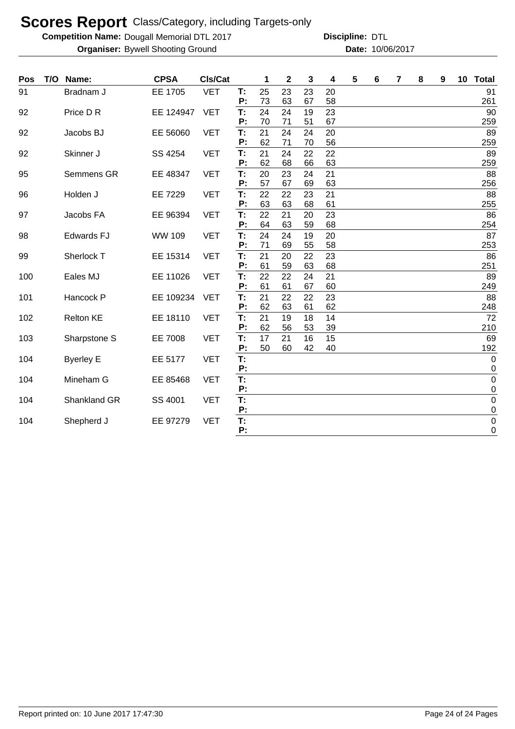# Scores Report Class/Category, including Targets-only

**Competition Name:** Dougall Memorial DTL 2017 **Discipline:** DTL

**Organiser:** Bywell Shooting Ground **Date:** 10/06/2017

| Pos | T/O | Name: | CPSA | Cls/Cat | | 1 | 2 | 3 | 4 | 5 | 6 | 7 | 8 | 9 | 10 | Total |
|---|---|---|---|---|---|---|---|---|---|---|---|---|---|---|---|---|
| 91 | | Bradnam J | EE 1705 | VET | T: | 25 | 23 | 23 | 20 | | | | | | | 91 |
| | | | | | P: | 73 | 63 | 67 | 58 | | | | | | | 261 |
| 92 | | Price D R | EE 124947 | VET | T: | 24 | 24 | 19 | 23 | | | | | | | 90 |
| | | | | | P: | 70 | 71 | 51 | 67 | | | | | | | 259 |
| 92 | | Jacobs BJ | EE 56060 | VET | T: | 21 | 24 | 24 | 20 | | | | | | | 89 |
| | | | | | P: | 62 | 71 | 70 | 56 | | | | | | | 259 |
| 92 | | Skinner J | SS 4254 | VET | T: | 21 | 24 | 22 | 22 | | | | | | | 89 |
| | | | | | P: | 62 | 68 | 66 | 63 | | | | | | | 259 |
| 95 | | Semmens GR | EE 48347 | VET | T: | 20 | 23 | 24 | 21 | | | | | | | 88 |
| | | | | | P: | 57 | 67 | 69 | 63 | | | | | | | 256 |
| 96 | | Holden J | EE 7229 | VET | T: | 22 | 22 | 23 | 21 | | | | | | | 88 |
| | | | | | P: | 63 | 63 | 68 | 61 | | | | | | | 255 |
| 97 | | Jacobs FA | EE 96394 | VET | T: | 22 | 21 | 20 | 23 | | | | | | | 86 |
| | | | | | P: | 64 | 63 | 59 | 68 | | | | | | | 254 |
| 98 | | Edwards FJ | WW 109 | VET | T: | 24 | 24 | 19 | 20 | | | | | | | 87 |
| | | | | | P: | 71 | 69 | 55 | 58 | | | | | | | 253 |
| 99 | | Sherlock T | EE 15314 | VET | T: | 21 | 20 | 22 | 23 | | | | | | | 86 |
| | | | | | P: | 61 | 59 | 63 | 68 | | | | | | | 251 |
| 100 | | Eales MJ | EE 11026 | VET | T: | 22 | 22 | 24 | 21 | | | | | | | 89 |
| | | | | | P: | 61 | 61 | 67 | 60 | | | | | | | 249 |
| 101 | | Hancock P | EE 109234 | VET | T: | 21 | 22 | 22 | 23 | | | | | | | 88 |
| | | | | | P: | 62 | 63 | 61 | 62 | | | | | | | 248 |
| 102 | | Relton KE | EE 18110 | VET | T: | 21 | 19 | 18 | 14 | | | | | | | 72 |
| | | | | | P: | 62 | 56 | 53 | 39 | | | | | | | 210 |
| 103 | | Sharpstone S | EE 7008 | VET | T: | 17 | 21 | 16 | 15 | | | | | | | 69 |
| | | | | | P: | 50 | 60 | 42 | 40 | | | | | | | 192 |
| 104 | | Byerley E | EE 5177 | VET | T: | | | | | | | | | | | 0 |
| | | | | | P: | | | | | | | | | | | 0 |
| 104 | | Mineham G | EE 85468 | VET | T: | | | | | | | | | | | 0 |
| | | | | | P: | | | | | | | | | | | 0 |
| 104 | | Shankland GR | SS 4001 | VET | T: | | | | | | | | | | | 0 |
| | | | | | P: | | | | | | | | | | | 0 |
| 104 | | Shepherd J | EE 97279 | VET | T: | | | | | | | | | | | 0 |
| | | | | | P: | | | | | | | | | | | 0 |

Report printed on: 10 June 2017 17:47:30